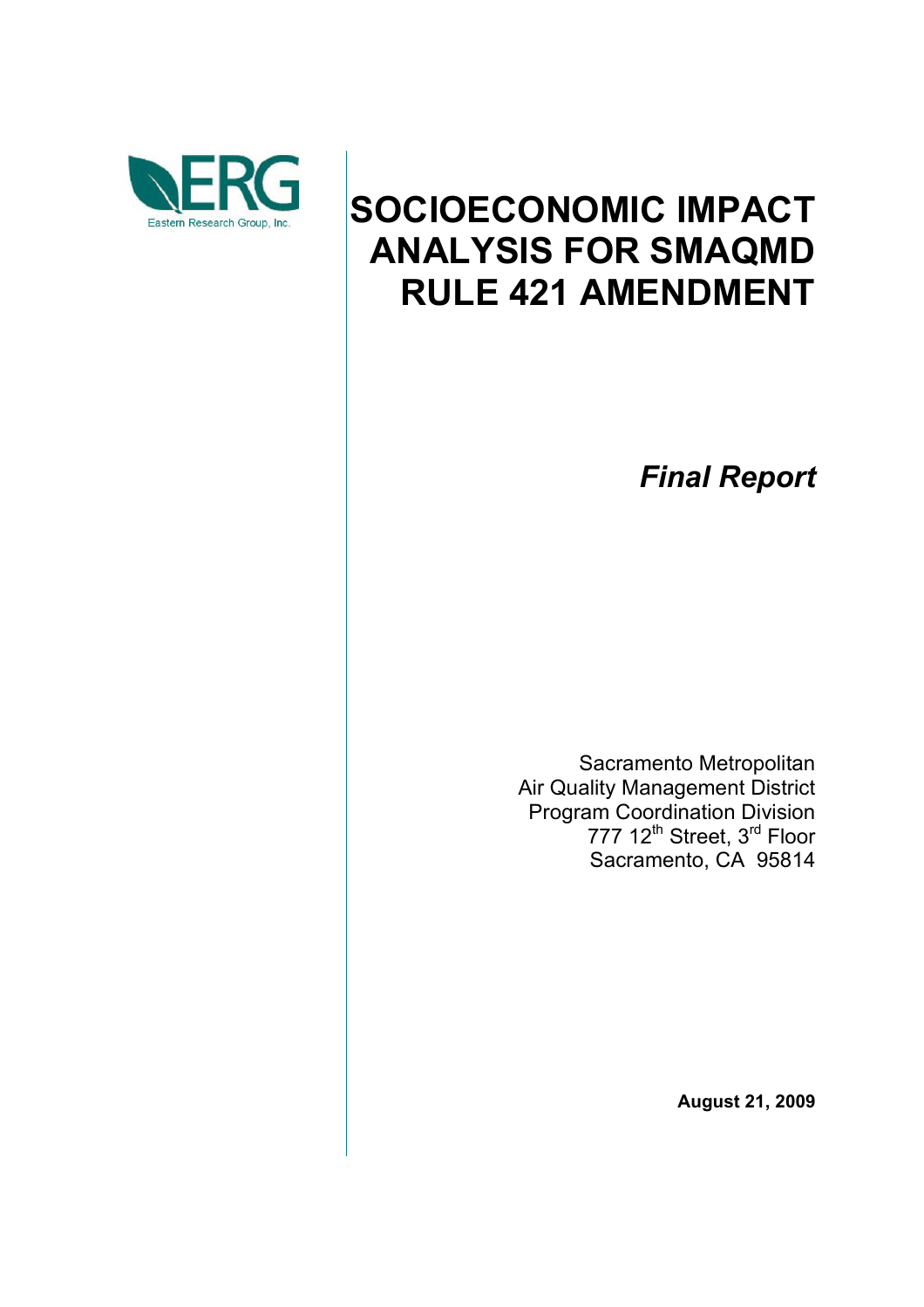ERG

Eastern Research Group, Inc.

# SOCIOECONOMIC IMPACT ANALYSIS FOR SMAQMD RULE 421 AMENDMENT

*Final Report*

Sacramento Metropolitan
Air Quality Management District
Program Coordination Division
777 12th Street, 3rd Floor
Sacramento, CA 95814

**August 21, 2009**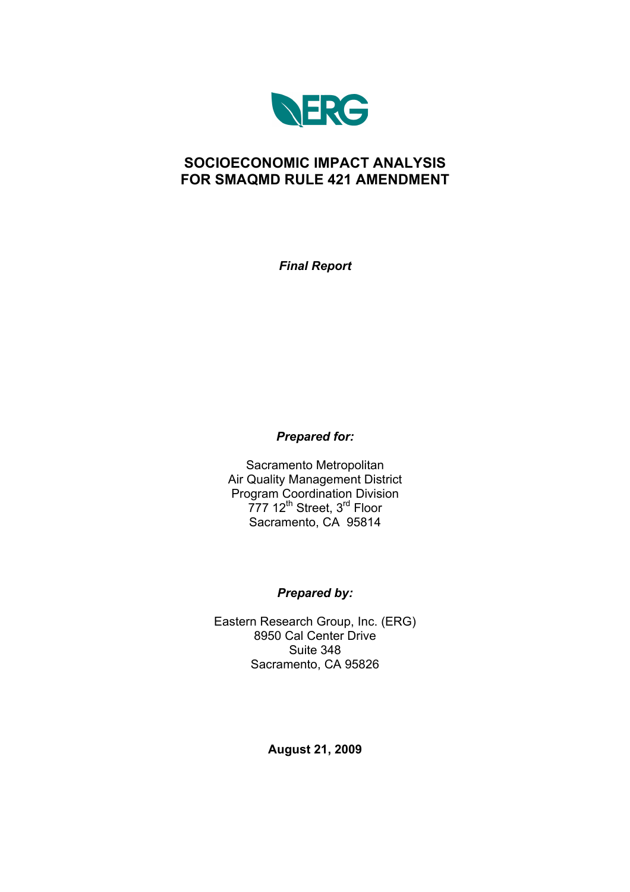# SOCIOECONOMIC IMPACT ANALYSIS FOR SMAQMD RULE 421 AMENDMENT

***Final Report***

***Prepared for:***

Sacramento Metropolitan
Air Quality Management District
Program Coordination Division
777 12th Street, 3rd Floor
Sacramento, CA 95814

***Prepared by:***

Eastern Research Group, Inc. (ERG)
8950 Cal Center Drive
Suite 348
Sacramento, CA 95826

**August 21, 2009**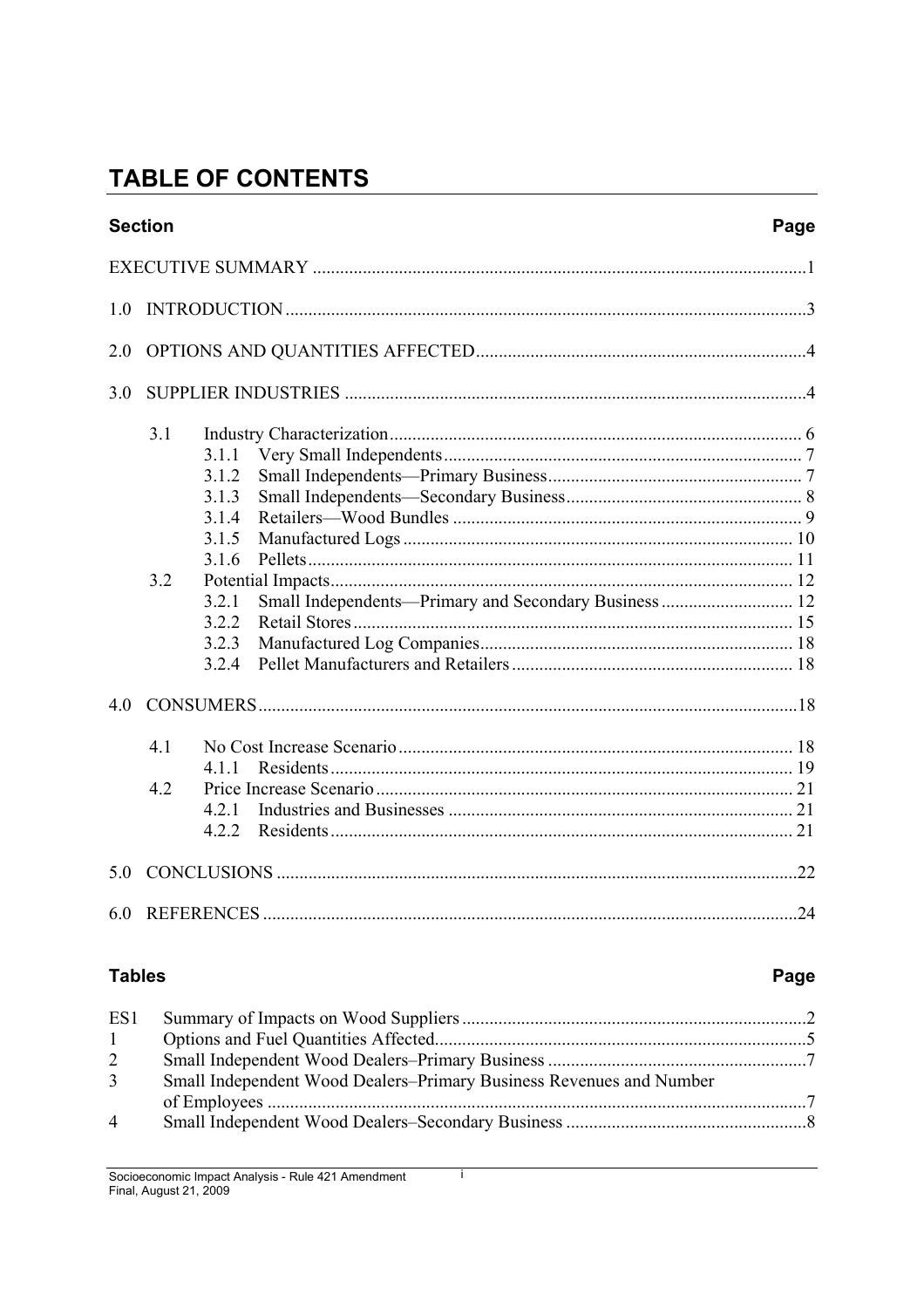# TABLE OF CONTENTS

| Section | Page |
|---|---|
| EXECUTIVE SUMMARY | 1 |
| 1.0 INTRODUCTION | 3 |
| 2.0 OPTIONS AND QUANTITIES AFFECTED | 4 |
| 3.0 SUPPLIER INDUSTRIES | 4 |
| 3.1 Industry Characterization | 6 |
| 3.1.1 Very Small Independents | 7 |
| 3.1.2 Small Independents—Primary Business | 7 |
| 3.1.3 Small Independents—Secondary Business | 8 |
| 3.1.4 Retailers—Wood Bundles | 9 |
| 3.1.5 Manufactured Logs | 10 |
| 3.1.6 Pellets | 11 |
| 3.2 Potential Impacts | 12 |
| 3.2.1 Small Independents—Primary and Secondary Business | 12 |
| 3.2.2 Retail Stores | 15 |
| 3.2.3 Manufactured Log Companies | 18 |
| 3.2.4 Pellet Manufacturers and Retailers | 18 |
| 4.0 CONSUMERS | 18 |
| 4.1 No Cost Increase Scenario | 18 |
| 4.1.1 Residents | 19 |
| 4.2 Price Increase Scenario | 21 |
| 4.2.1 Industries and Businesses | 21 |
| 4.2.2 Residents | 21 |
| 5.0 CONCLUSIONS | 22 |
| 6.0 REFERENCES | 24 |

| Tables | | Page |
|---|---|---|
| ES1 | Summary of Impacts on Wood Suppliers | 2 |
| 1 | Options and Fuel Quantities Affected | 5 |
| 2 | Small Independent Wood Dealers–Primary Business | 7 |
| 3 | Small Independent Wood Dealers–Primary Business Revenues and Number of Employees | 7 |
| 4 | Small Independent Wood Dealers–Secondary Business | 8 |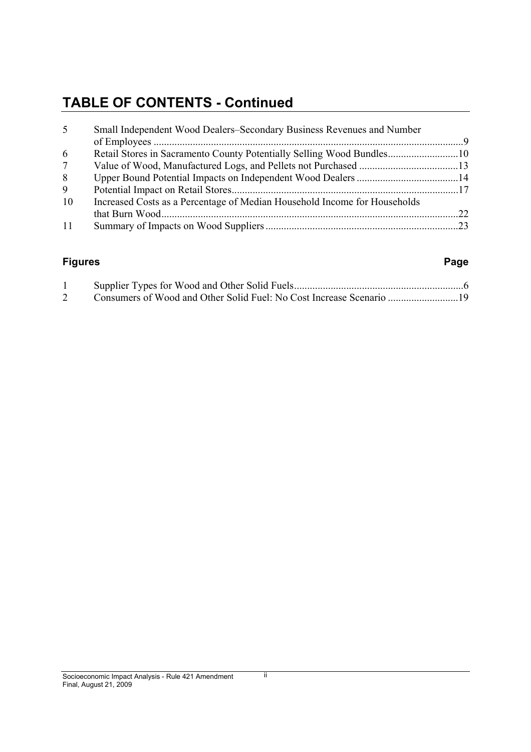# TABLE OF CONTENTS - Continued

| | | |
|---|---|---|
| 5 | Small Independent Wood Dealers–Secondary Business Revenues and Number of Employees | 9 |
| 6 | Retail Stores in Sacramento County Potentially Selling Wood Bundles | 10 |
| 7 | Value of Wood, Manufactured Logs, and Pellets not Purchased | 13 |
| 8 | Upper Bound Potential Impacts on Independent Wood Dealers | 14 |
| 9 | Potential Impact on Retail Stores | 17 |
| 10 | Increased Costs as a Percentage of Median Household Income for Households that Burn Wood | 22 |
| 11 | Summary of Impacts on Wood Suppliers | 23 |

| **Figures** | | **Page** |
|---|---|---|
| 1 | Supplier Types for Wood and Other Solid Fuels | 6 |
| 2 | Consumers of Wood and Other Solid Fuel: No Cost Increase Scenario | 19 |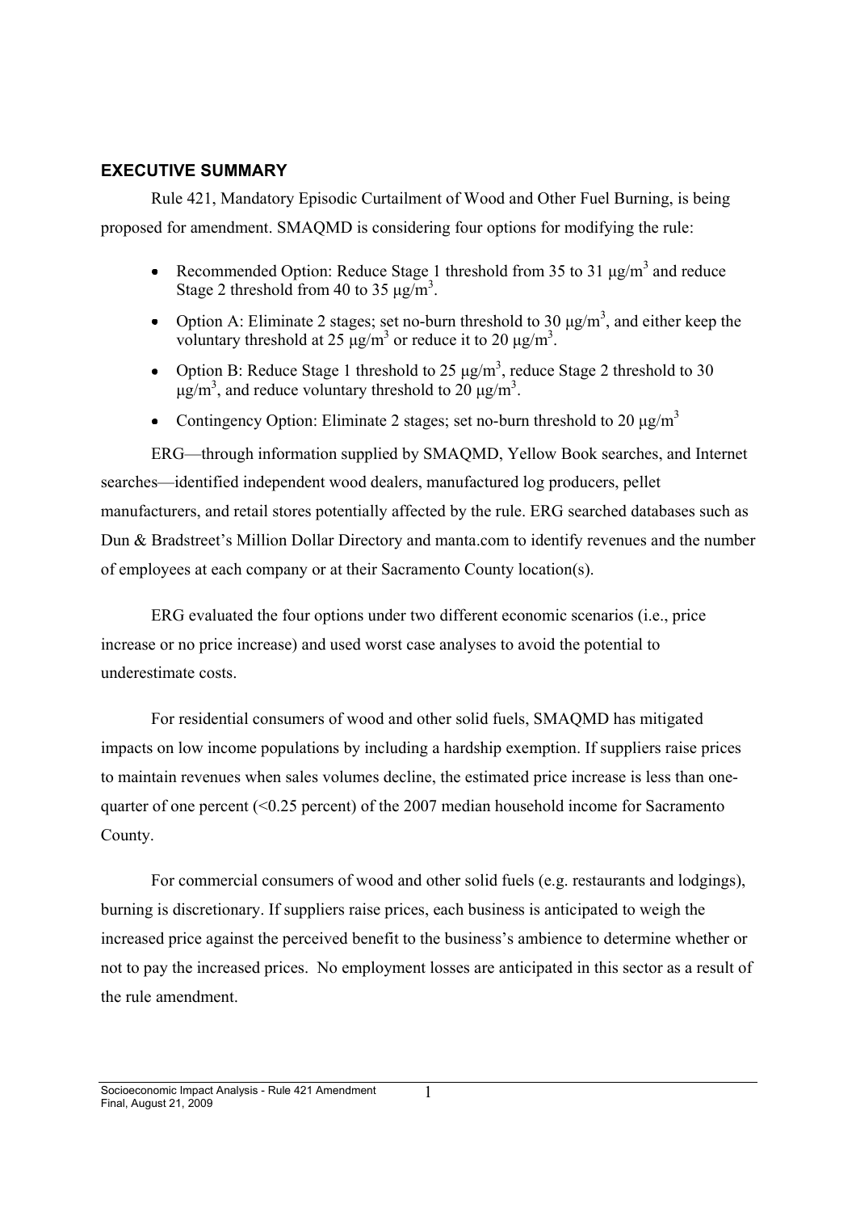## EXECUTIVE SUMMARY

Rule 421, Mandatory Episodic Curtailment of Wood and Other Fuel Burning, is being proposed for amendment. SMAQMD is considering four options for modifying the rule:

- Recommended Option: Reduce Stage 1 threshold from 35 to 31 $\mu g/m^3$ and reduce Stage 2 threshold from 40 to 35 $\mu g/m^3$.
- Option A: Eliminate 2 stages; set no-burn threshold to 30 $\mu g/m^3$, and either keep the voluntary threshold at 25 $\mu g/m^3$ or reduce it to 20 $\mu g/m^3$.
- Option B: Reduce Stage 1 threshold to 25 $\mu g/m^3$, reduce Stage 2 threshold to 30 $\mu g/m^3$, and reduce voluntary threshold to 20 $\mu g/m^3$.
- Contingency Option: Eliminate 2 stages; set no-burn threshold to 20 $\mu g/m^3$

ERG—through information supplied by SMAQMD, Yellow Book searches, and Internet searches—identified independent wood dealers, manufactured log producers, pellet manufacturers, and retail stores potentially affected by the rule. ERG searched databases such as Dun & Bradstreet's Million Dollar Directory and manta.com to identify revenues and the number of employees at each company or at their Sacramento County location(s).

ERG evaluated the four options under two different economic scenarios (i.e., price increase or no price increase) and used worst case analyses to avoid the potential to underestimate costs.

For residential consumers of wood and other solid fuels, SMAQMD has mitigated impacts on low income populations by including a hardship exemption. If suppliers raise prices to maintain revenues when sales volumes decline, the estimated price increase is less than one-quarter of one percent (<0.25 percent) of the 2007 median household income for Sacramento County.

For commercial consumers of wood and other solid fuels (e.g. restaurants and lodgings), burning is discretionary. If suppliers raise prices, each business is anticipated to weigh the increased price against the perceived benefit to the business's ambience to determine whether or not to pay the increased prices. No employment losses are anticipated in this sector as a result of the rule amendment.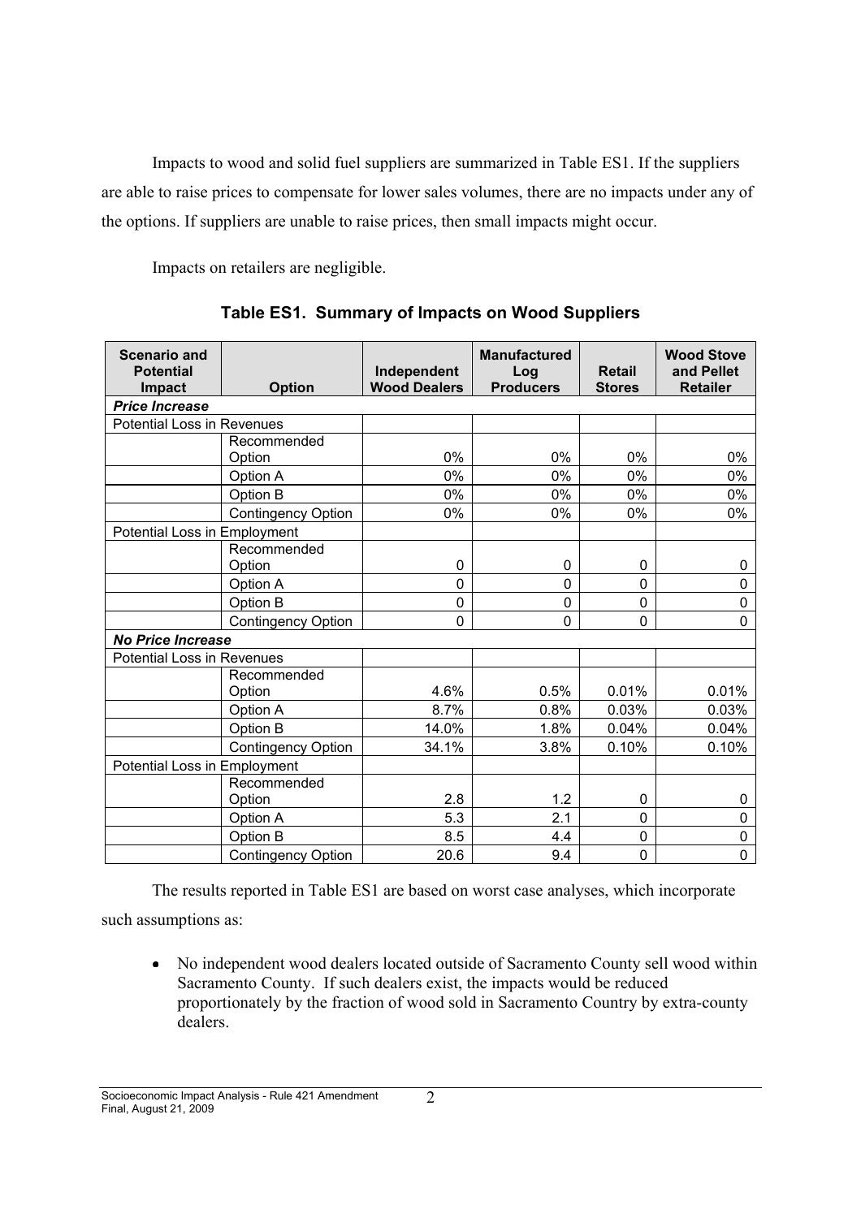Impacts to wood and solid fuel suppliers are summarized in Table ES1. If the suppliers are able to raise prices to compensate for lower sales volumes, there are no impacts under any of the options. If suppliers are unable to raise prices, then small impacts might occur.

Impacts on retailers are negligible.

**Table ES1. Summary of Impacts on Wood Suppliers**

| Scenario and Potential Impact | Option | Independent Wood Dealers | Manufactured Log Producers | Retail Stores | Wood Stove and Pellet Retailer |
|---|---|---|---|---|---|
| ***Price Increase*** | | | | | |
| Potential Loss in Revenues | | | | | |
| | Recommended Option | 0% | 0% | 0% | 0% |
| | Option A | 0% | 0% | 0% | 0% |
| | Option B | 0% | 0% | 0% | 0% |
| | Contingency Option | 0% | 0% | 0% | 0% |
| Potential Loss in Employment | | | | | |
| | Recommended Option | 0 | 0 | 0 | 0 |
| | Option A | 0 | 0 | 0 | 0 |
| | Option B | 0 | 0 | 0 | 0 |
| | Contingency Option | 0 | 0 | 0 | 0 |
| ***No Price Increase*** | | | | | |
| Potential Loss in Revenues | | | | | |
| | Recommended Option | 4.6% | 0.5% | 0.01% | 0.01% |
| | Option A | 8.7% | 0.8% | 0.03% | 0.03% |
| | Option B | 14.0% | 1.8% | 0.04% | 0.04% |
| | Contingency Option | 34.1% | 3.8% | 0.10% | 0.10% |
| Potential Loss in Employment | | | | | |
| | Recommended Option | 2.8 | 1.2 | 0 | 0 |
| | Option A | 5.3 | 2.1 | 0 | 0 |
| | Option B | 8.5 | 4.4 | 0 | 0 |
| | Contingency Option | 20.6 | 9.4 | 0 | 0 |

The results reported in Table ES1 are based on worst case analyses, which incorporate such assumptions as:

- No independent wood dealers located outside of Sacramento County sell wood within Sacramento County. If such dealers exist, the impacts would be reduced proportionately by the fraction of wood sold in Sacramento Country by extra-county dealers.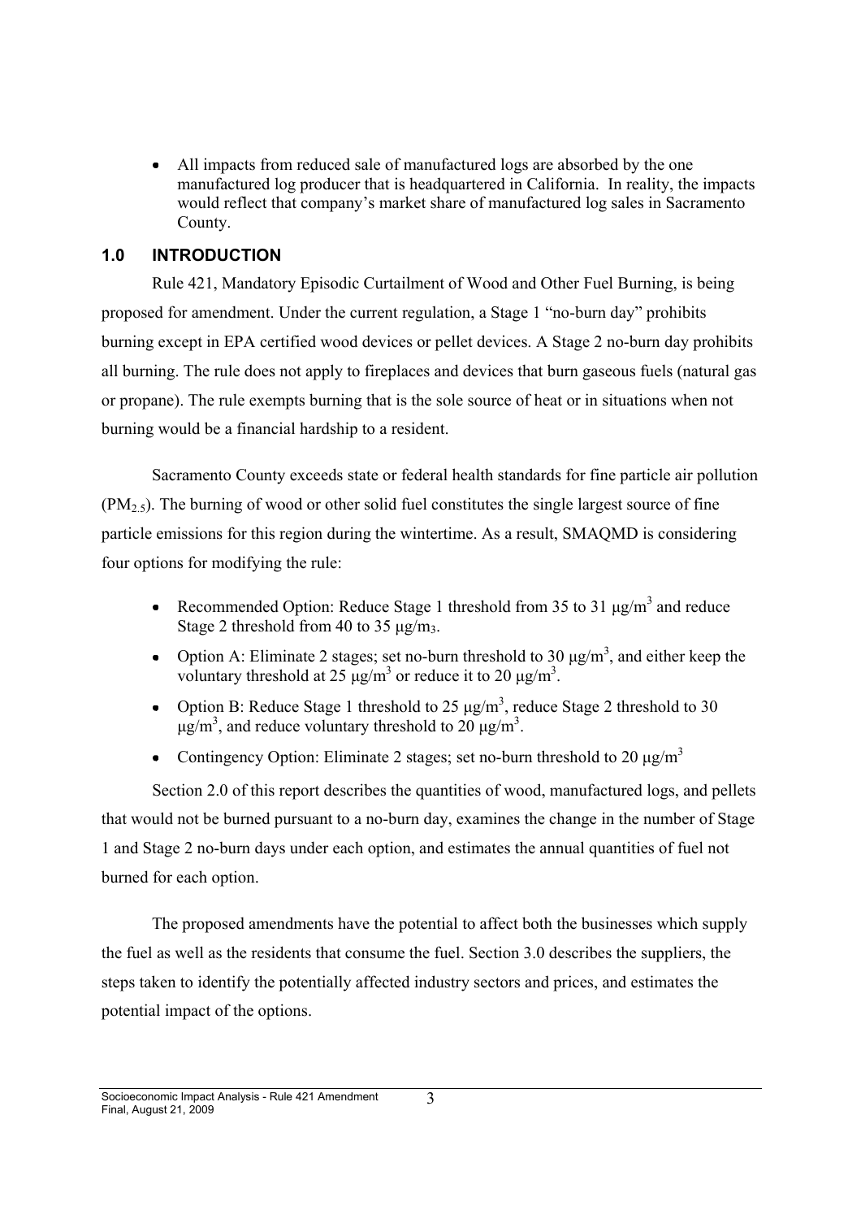- All impacts from reduced sale of manufactured logs are absorbed by the one manufactured log producer that is headquartered in California. In reality, the impacts would reflect that company's market share of manufactured log sales in Sacramento County.

## 1.0 INTRODUCTION

Rule 421, Mandatory Episodic Curtailment of Wood and Other Fuel Burning, is being proposed for amendment. Under the current regulation, a Stage 1 "no-burn day" prohibits burning except in EPA certified wood devices or pellet devices. A Stage 2 no-burn day prohibits all burning. The rule does not apply to fireplaces and devices that burn gaseous fuels (natural gas or propane). The rule exempts burning that is the sole source of heat or in situations when not burning would be a financial hardship to a resident.

Sacramento County exceeds state or federal health standards for fine particle air pollution ($PM_{2.5}$). The burning of wood or other solid fuel constitutes the single largest source of fine particle emissions for this region during the wintertime. As a result, SMAQMD is considering four options for modifying the rule:

- Recommended Option: Reduce Stage 1 threshold from 35 to 31 $\mu g/m^3$ and reduce Stage 2 threshold from 40 to 35 $\mu g/m_3$.
- Option A: Eliminate 2 stages; set no-burn threshold to 30 $\mu g/m^3$, and either keep the voluntary threshold at 25 $\mu g/m^3$ or reduce it to 20 $\mu g/m^3$.
- Option B: Reduce Stage 1 threshold to 25 $\mu g/m^3$, reduce Stage 2 threshold to 30 $\mu g/m^3$, and reduce voluntary threshold to 20 $\mu g/m^3$.
- Contingency Option: Eliminate 2 stages; set no-burn threshold to 20 $\mu g/m^3$

Section 2.0 of this report describes the quantities of wood, manufactured logs, and pellets that would not be burned pursuant to a no-burn day, examines the change in the number of Stage 1 and Stage 2 no-burn days under each option, and estimates the annual quantities of fuel not burned for each option.

The proposed amendments have the potential to affect both the businesses which supply the fuel as well as the residents that consume the fuel. Section 3.0 describes the suppliers, the steps taken to identify the potentially affected industry sectors and prices, and estimates the potential impact of the options.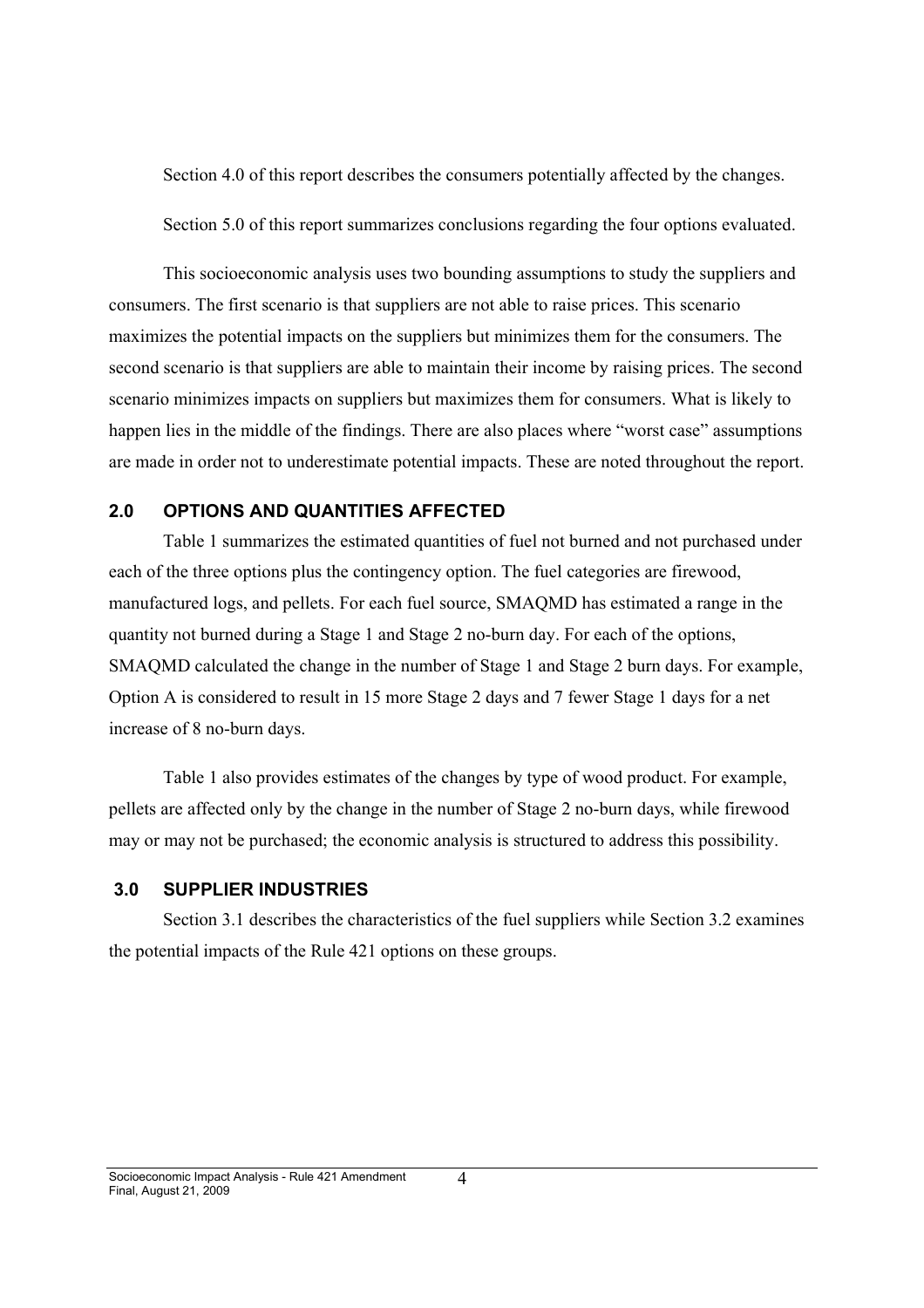Section 4.0 of this report describes the consumers potentially affected by the changes.

Section 5.0 of this report summarizes conclusions regarding the four options evaluated.

This socioeconomic analysis uses two bounding assumptions to study the suppliers and consumers. The first scenario is that suppliers are not able to raise prices. This scenario maximizes the potential impacts on the suppliers but minimizes them for the consumers. The second scenario is that suppliers are able to maintain their income by raising prices. The second scenario minimizes impacts on suppliers but maximizes them for consumers. What is likely to happen lies in the middle of the findings. There are also places where "worst case" assumptions are made in order not to underestimate potential impacts. These are noted throughout the report.

## 2.0 OPTIONS AND QUANTITIES AFFECTED

Table 1 summarizes the estimated quantities of fuel not burned and not purchased under each of the three options plus the contingency option. The fuel categories are firewood, manufactured logs, and pellets. For each fuel source, SMAQMD has estimated a range in the quantity not burned during a Stage 1 and Stage 2 no-burn day. For each of the options, SMAQMD calculated the change in the number of Stage 1 and Stage 2 burn days. For example, Option A is considered to result in 15 more Stage 2 days and 7 fewer Stage 1 days for a net increase of 8 no-burn days.

Table 1 also provides estimates of the changes by type of wood product. For example, pellets are affected only by the change in the number of Stage 2 no-burn days, while firewood may or may not be purchased; the economic analysis is structured to address this possibility.

## 3.0 SUPPLIER INDUSTRIES

Section 3.1 describes the characteristics of the fuel suppliers while Section 3.2 examines the potential impacts of the Rule 421 options on these groups.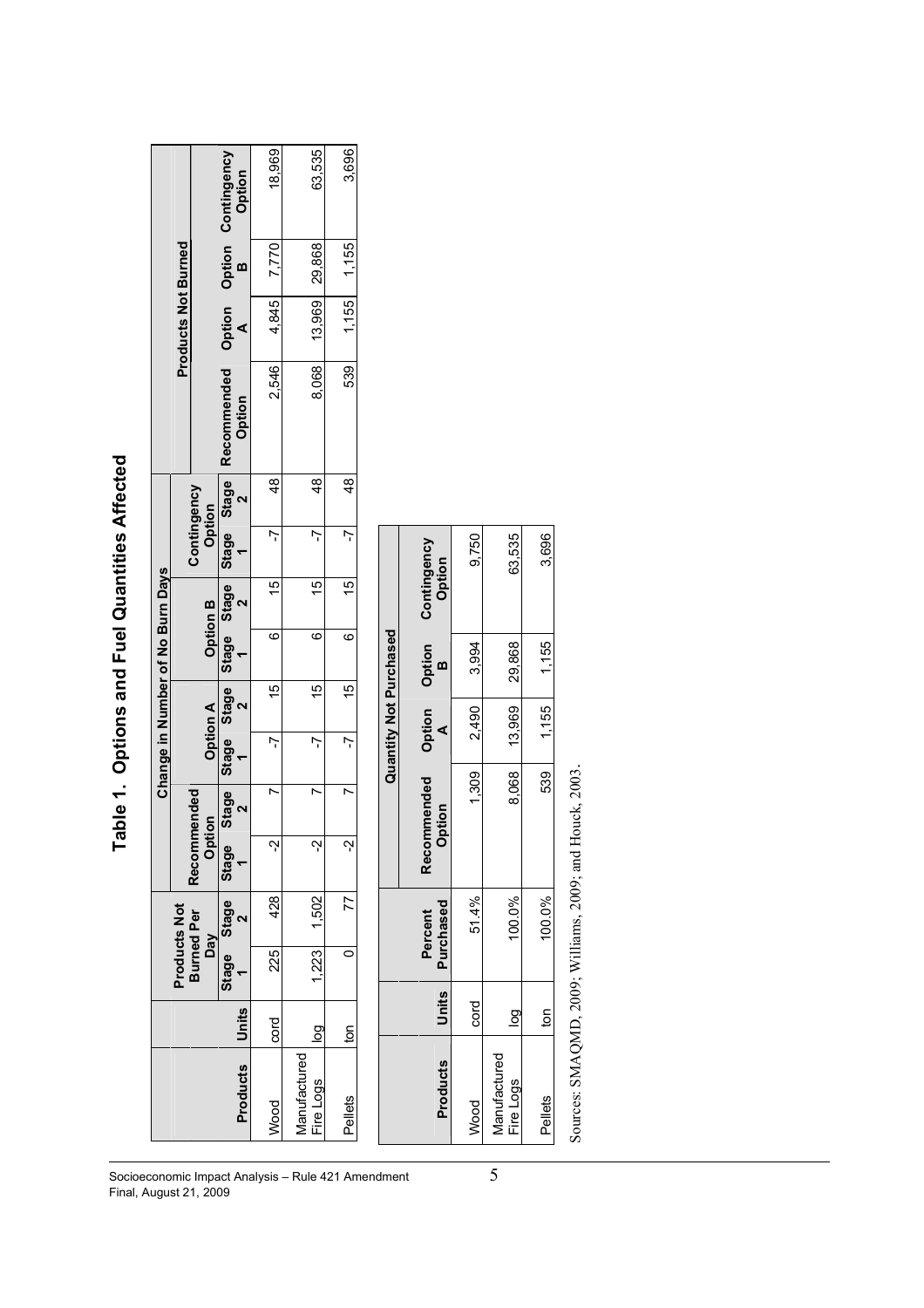# Table 1. Options and Fuel Quantities Affected

| Products | Units | Products Not Burned Per Day | | Change in Number of No Burn Days | | | | | | | | Products Not Burned | | | |
|---|---|---|---|---|---|---|---|---|---|---|---|---|---|---|---|
| | | | | Recommended Option | | Option A | | Option B | | Contingency Option | | Recommended Option | Option A | Option B | Contingency Option |
| | | Stage 1 | Stage 2 | Stage 1 | Stage 2 | Stage 1 | Stage 2 | Stage 1 | Stage 2 | Stage 1 | Stage 2 | | | | |
| Wood | cord | 225 | 428 | -2 | 7 | -7 | 15 | 6 | 15 | -7 | 48 | 2,546 | 4,845 | 7,770 | 18,969 |
| Manufactured Fire Logs | log | 1,223 | 1,502 | -2 | 7 | -7 | 15 | 6 | 15 | -7 | 48 | 8,068 | 13,969 | 29,868 | 63,535 |
| Pellets | ton | 0 | 77 | -2 | 7 | -7 | 15 | 6 | 15 | -7 | 48 | 539 | 1,155 | 1,155 | 3,696 |

| Products | Units | Percent Purchased | Quantity Not Purchased | | | |
|---|---|---|---|---|---|---|
| | | | Recommended Option | Option A | Option B | Contingency Option |
| Wood | cord | 51.4% | 1,309 | 2,490 | 3,994 | 9,750 |
| Manufactured Fire Logs | log | 100.0% | 8,068 | 13,969 | 29,868 | 63,535 |
| Pellets | ton | 100.0% | 539 | 1,155 | 1,155 | 3,696 |

Sources: SMAQMD, 2009; Williams, 2009; and Houck, 2003.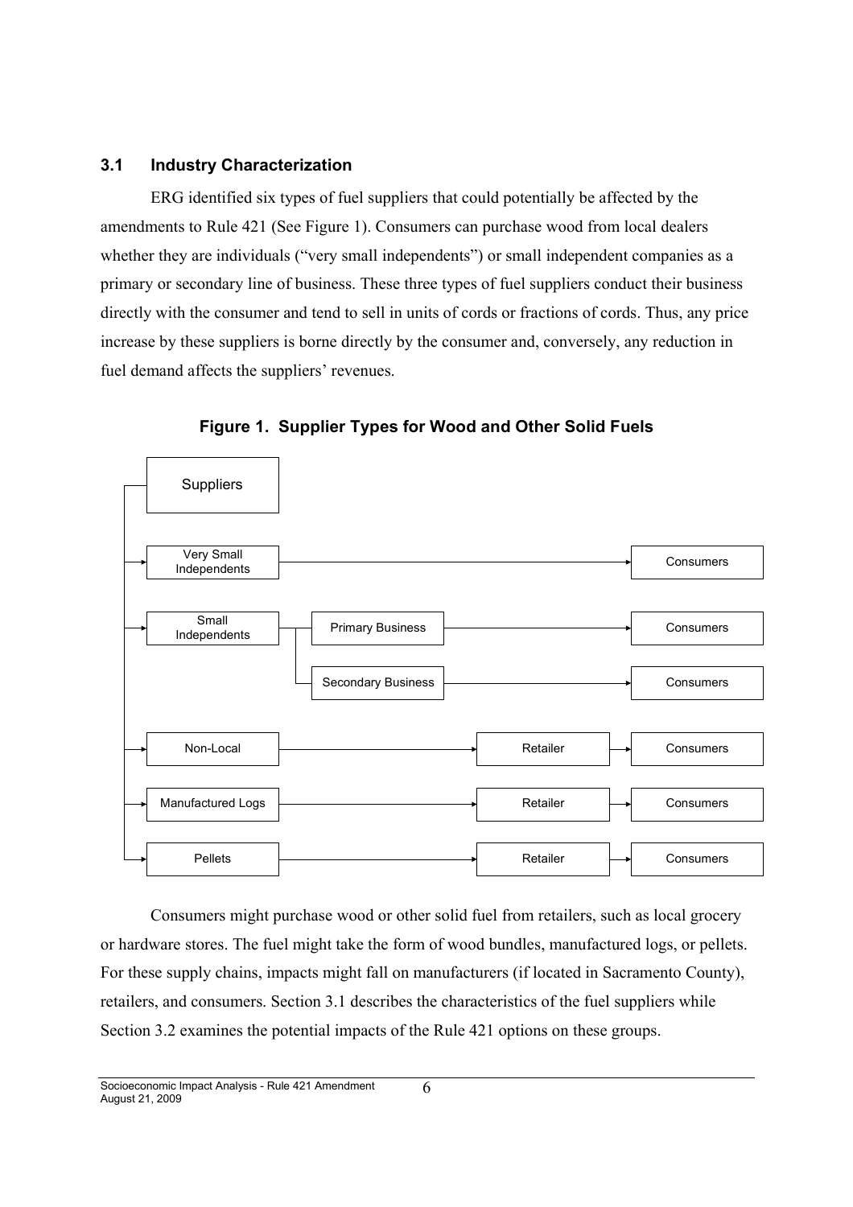### 3.1 Industry Characterization

ERG identified six types of fuel suppliers that could potentially be affected by the amendments to Rule 421 (See Figure 1). Consumers can purchase wood from local dealers whether they are individuals ("very small independents") or small independent companies as a primary or secondary line of business. These three types of fuel suppliers conduct their business directly with the consumer and tend to sell in units of cords or fractions of cords. Thus, any price increase by these suppliers is borne directly by the consumer and, conversely, any reduction in fuel demand affects the suppliers' revenues.

**Figure 1. Supplier Types for Wood and Other Solid Fuels**

- Suppliers
  - Very Small Independents → Consumers
  - Small Independents
    - Primary Business → Consumers
    - Secondary Business → Consumers
  - Non-Local → Retailer → Consumers
  - Manufactured Logs → Retailer → Consumers
  - Pellets → Retailer → Consumers

Consumers might purchase wood or other solid fuel from retailers, such as local grocery or hardware stores. The fuel might take the form of wood bundles, manufactured logs, or pellets. For these supply chains, impacts might fall on manufacturers (if located in Sacramento County), retailers, and consumers. Section 3.1 describes the characteristics of the fuel suppliers while Section 3.2 examines the potential impacts of the Rule 421 options on these groups.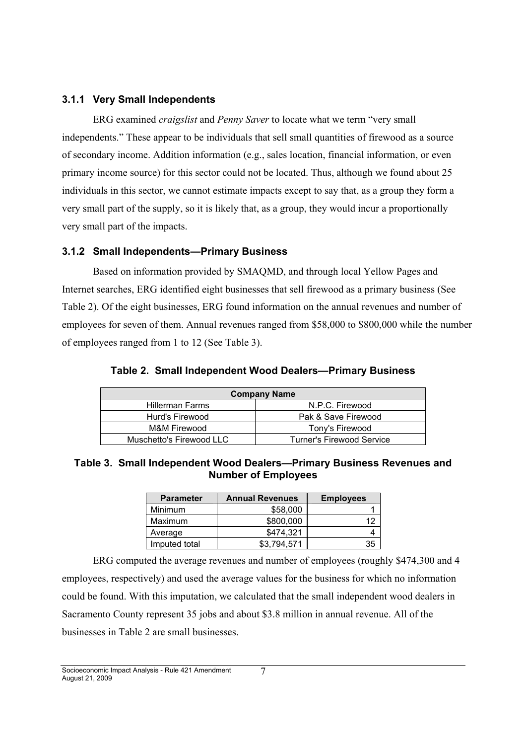### 3.1.1 Very Small Independents

ERG examined *craigslist* and *Penny Saver* to locate what we term "very small independents." These appear to be individuals that sell small quantities of firewood as a source of secondary income. Addition information (e.g., sales location, financial information, or even primary income source) for this sector could not be located. Thus, although we found about 25 individuals in this sector, we cannot estimate impacts except to say that, as a group they form a very small part of the supply, so it is likely that, as a group, they would incur a proportionally very small part of the impacts.

### 3.1.2 Small Independents—Primary Business

Based on information provided by SMAQMD, and through local Yellow Pages and Internet searches, ERG identified eight businesses that sell firewood as a primary business (See Table 2). Of the eight businesses, ERG found information on the annual revenues and number of employees for seven of them. Annual revenues ranged from $58,000 to $800,000 while the number of employees ranged from 1 to 12 (See Table 3).

**Table 2. Small Independent Wood Dealers—Primary Business**

| Company Name | |
|---|---|
| Hillerman Farms | N.P.C. Firewood |
| Hurd's Firewood | Pak & Save Firewood |
| M&M Firewood | Tony's Firewood |
| Muschetto's Firewood LLC | Turner's Firewood Service |

**Table 3. Small Independent Wood Dealers—Primary Business Revenues and Number of Employees**

| Parameter | Annual Revenues | Employees |
|---|---|---|
| Minimum | $58,000 | 1 |
| Maximum | $800,000 | 12 |
| Average | $474,321 | 4 |
| Imputed total | $3,794,571 | 35 |

ERG computed the average revenues and number of employees (roughly $474,300 and 4 employees, respectively) and used the average values for the business for which no information could be found. With this imputation, we calculated that the small independent wood dealers in Sacramento County represent 35 jobs and about $3.8 million in annual revenue. All of the businesses in Table 2 are small businesses.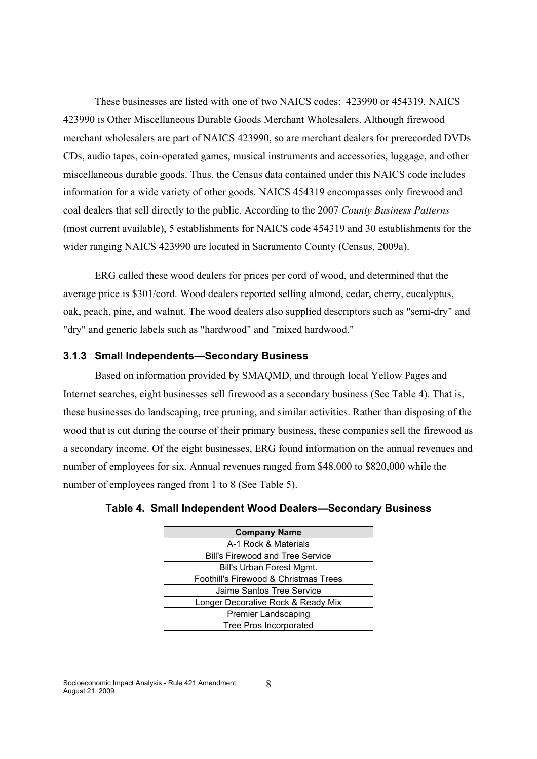These businesses are listed with one of two NAICS codes: 423990 or 454319. NAICS 423990 is Other Miscellaneous Durable Goods Merchant Wholesalers. Although firewood merchant wholesalers are part of NAICS 423990, so are merchant dealers for prerecorded DVDs CDs, audio tapes, coin-operated games, musical instruments and accessories, luggage, and other miscellaneous durable goods. Thus, the Census data contained under this NAICS code includes information for a wide variety of other goods. NAICS 454319 encompasses only firewood and coal dealers that sell directly to the public. According to the 2007 *County Business Patterns* (most current available), 5 establishments for NAICS code 454319 and 30 establishments for the wider ranging NAICS 423990 are located in Sacramento County (Census, 2009a).

ERG called these wood dealers for prices per cord of wood, and determined that the average price is $301/cord. Wood dealers reported selling almond, cedar, cherry, eucalyptus, oak, peach, pine, and walnut. The wood dealers also supplied descriptors such as "semi-dry" and "dry" and generic labels such as "hardwood" and "mixed hardwood."

### 3.1.3 Small Independents—Secondary Business

Based on information provided by SMAQMD, and through local Yellow Pages and Internet searches, eight businesses sell firewood as a secondary business (See Table 4). That is, these businesses do landscaping, tree pruning, and similar activities. Rather than disposing of the wood that is cut during the course of their primary business, these companies sell the firewood as a secondary income. Of the eight businesses, ERG found information on the annual revenues and number of employees for six. Annual revenues ranged from $48,000 to $820,000 while the number of employees ranged from 1 to 8 (See Table 5).

**Table 4. Small Independent Wood Dealers—Secondary Business**

| Company Name |
| --- |
| A-1 Rock & Materials |
| Bill's Firewood and Tree Service |
| Bill's Urban Forest Mgmt. |
| Foothill's Firewood & Christmas Trees |
| Jaime Santos Tree Service |
| Longer Decorative Rock & Ready Mix |
| Premier Landscaping |
| Tree Pros Incorporated |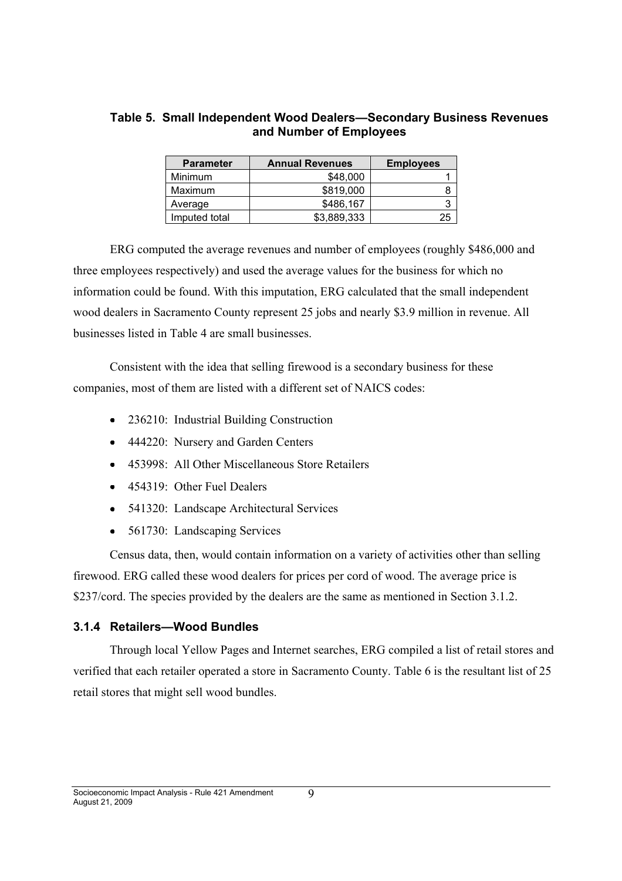**Table 5. Small Independent Wood Dealers—Secondary Business Revenues and Number of Employees**

| Parameter | Annual Revenues | Employees |
|---|---|---|
| Minimum | $48,000 | 1 |
| Maximum | $819,000 | 8 |
| Average | $486,167 | 3 |
| Imputed total | $3,889,333 | 25 |

ERG computed the average revenues and number of employees (roughly $486,000 and three employees respectively) and used the average values for the business for which no information could be found. With this imputation, ERG calculated that the small independent wood dealers in Sacramento County represent 25 jobs and nearly $3.9 million in revenue. All businesses listed in Table 4 are small businesses.

Consistent with the idea that selling firewood is a secondary business for these companies, most of them are listed with a different set of NAICS codes:

- 236210: Industrial Building Construction
- 444220: Nursery and Garden Centers
- 453998: All Other Miscellaneous Store Retailers
- 454319: Other Fuel Dealers
- 541320: Landscape Architectural Services
- 561730: Landscaping Services

Census data, then, would contain information on a variety of activities other than selling firewood. ERG called these wood dealers for prices per cord of wood. The average price is $237/cord. The species provided by the dealers are the same as mentioned in Section 3.1.2.

### 3.1.4 Retailers—Wood Bundles

Through local Yellow Pages and Internet searches, ERG compiled a list of retail stores and verified that each retailer operated a store in Sacramento County. Table 6 is the resultant list of 25 retail stores that might sell wood bundles.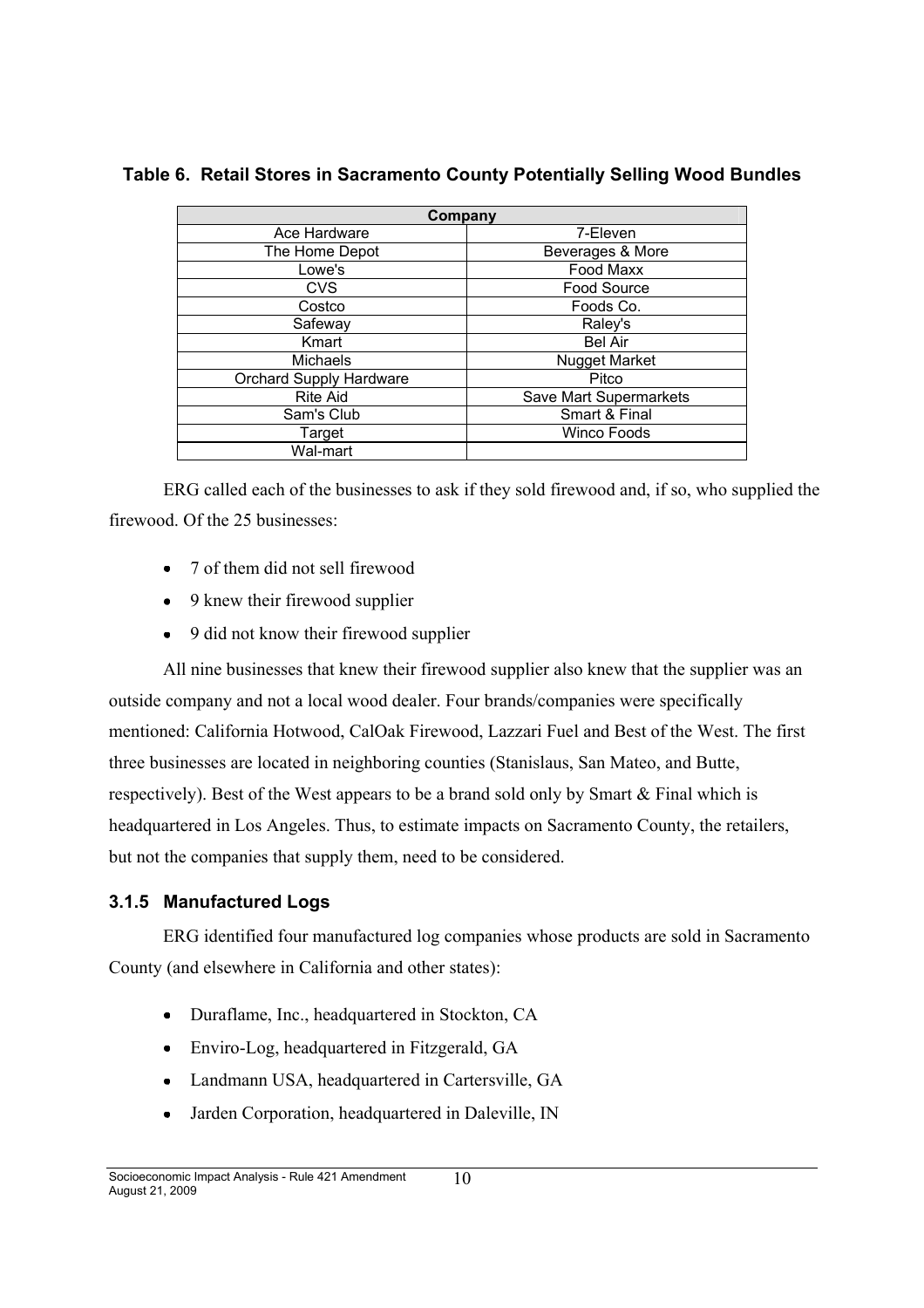**Table 6. Retail Stores in Sacramento County Potentially Selling Wood Bundles**

| Company | |
|---|---|
| Ace Hardware | 7-Eleven |
| The Home Depot | Beverages & More |
| Lowe's | Food Maxx |
| CVS | Food Source |
| Costco | Foods Co. |
| Safeway | Raley's |
| Kmart | Bel Air |
| Michaels | Nugget Market |
| Orchard Supply Hardware | Pitco |
| Rite Aid | Save Mart Supermarkets |
| Sam's Club | Smart & Final |
| Target | Winco Foods |
| Wal-mart | |

ERG called each of the businesses to ask if they sold firewood and, if so, who supplied the firewood. Of the 25 businesses:

- 7 of them did not sell firewood
- 9 knew their firewood supplier
- 9 did not know their firewood supplier

All nine businesses that knew their firewood supplier also knew that the supplier was an outside company and not a local wood dealer. Four brands/companies were specifically mentioned: California Hotwood, CalOak Firewood, Lazzari Fuel and Best of the West. The first three businesses are located in neighboring counties (Stanislaus, San Mateo, and Butte, respectively). Best of the West appears to be a brand sold only by Smart & Final which is headquartered in Los Angeles. Thus, to estimate impacts on Sacramento County, the retailers, but not the companies that supply them, need to be considered.

### 3.1.5 Manufactured Logs

ERG identified four manufactured log companies whose products are sold in Sacramento County (and elsewhere in California and other states):

- Duraflame, Inc., headquartered in Stockton, CA
- Enviro-Log, headquartered in Fitzgerald, GA
- Landmann USA, headquartered in Cartersville, GA
- Jarden Corporation, headquartered in Daleville, IN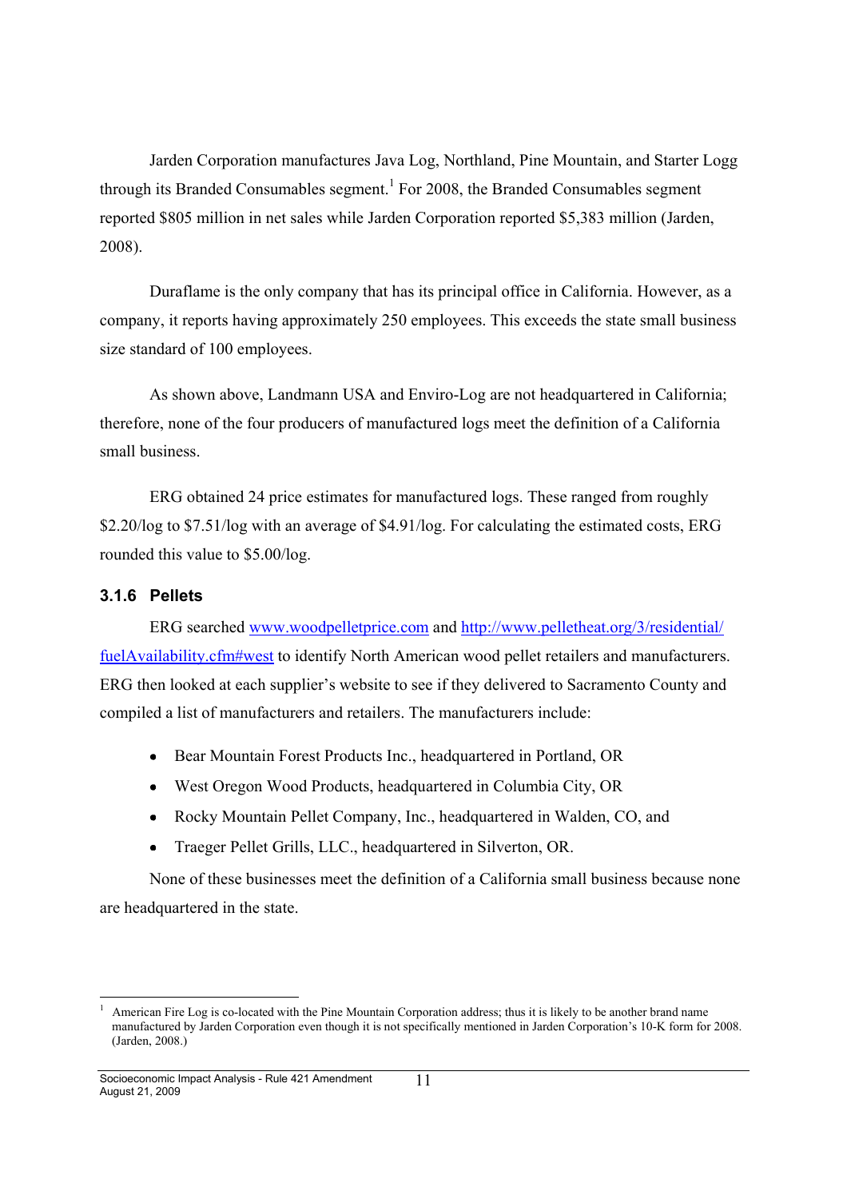Jarden Corporation manufactures Java Log, Northland, Pine Mountain, and Starter Logg through its Branded Consumables segment.[1] For 2008, the Branded Consumables segment reported $805 million in net sales while Jarden Corporation reported $5,383 million (Jarden, 2008).

Duraflame is the only company that has its principal office in California. However, as a company, it reports having approximately 250 employees. This exceeds the state small business size standard of 100 employees.

As shown above, Landmann USA and Enviro-Log are not headquartered in California; therefore, none of the four producers of manufactured logs meet the definition of a California small business.

ERG obtained 24 price estimates for manufactured logs. These ranged from roughly $2.20/log to $7.51/log with an average of $4.91/log. For calculating the estimated costs, ERG rounded this value to $5.00/log.

### 3.1.6 Pellets

ERG searched www.woodpelletprice.com and http://www.pelletheat.org/3/residential/fuelAvailability.cfm#west to identify North American wood pellet retailers and manufacturers. ERG then looked at each supplier's website to see if they delivered to Sacramento County and compiled a list of manufacturers and retailers. The manufacturers include:

- Bear Mountain Forest Products Inc., headquartered in Portland, OR
- West Oregon Wood Products, headquartered in Columbia City, OR
- Rocky Mountain Pellet Company, Inc., headquartered in Walden, CO, and
- Traeger Pellet Grills, LLC., headquartered in Silverton, OR.

None of these businesses meet the definition of a California small business because none are headquartered in the state.

[1] American Fire Log is co-located with the Pine Mountain Corporation address; thus it is likely to be another brand name manufactured by Jarden Corporation even though it is not specifically mentioned in Jarden Corporation's 10-K form for 2008. (Jarden, 2008.)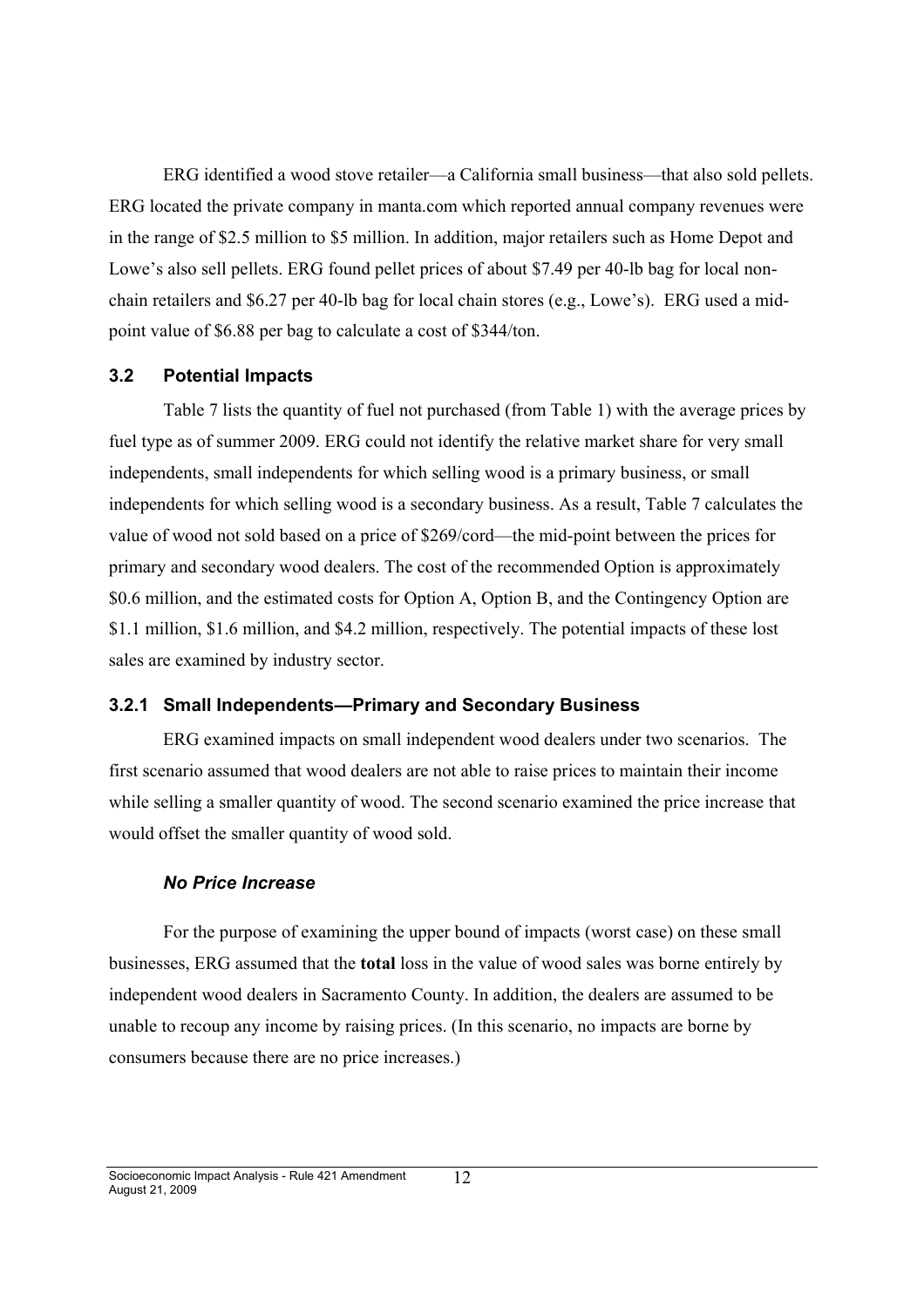ERG identified a wood stove retailer—a California small business—that also sold pellets. ERG located the private company in manta.com which reported annual company revenues were in the range of $2.5 million to $5 million. In addition, major retailers such as Home Depot and Lowe's also sell pellets. ERG found pellet prices of about $7.49 per 40-lb bag for local non-chain retailers and $6.27 per 40-lb bag for local chain stores (e.g., Lowe's). ERG used a mid-point value of $6.88 per bag to calculate a cost of $344/ton.

## 3.2 Potential Impacts

Table 7 lists the quantity of fuel not purchased (from Table 1) with the average prices by fuel type as of summer 2009. ERG could not identify the relative market share for very small independents, small independents for which selling wood is a primary business, or small independents for which selling wood is a secondary business. As a result, Table 7 calculates the value of wood not sold based on a price of $269/cord—the mid-point between the prices for primary and secondary wood dealers. The cost of the recommended Option is approximately $0.6 million, and the estimated costs for Option A, Option B, and the Contingency Option are $1.1 million, $1.6 million, and $4.2 million, respectively. The potential impacts of these lost sales are examined by industry sector.

### 3.2.1 Small Independents—Primary and Secondary Business

ERG examined impacts on small independent wood dealers under two scenarios. The first scenario assumed that wood dealers are not able to raise prices to maintain their income while selling a smaller quantity of wood. The second scenario examined the price increase that would offset the smaller quantity of wood sold.

#### *No Price Increase*

For the purpose of examining the upper bound of impacts (worst case) on these small businesses, ERG assumed that the **total** loss in the value of wood sales was borne entirely by independent wood dealers in Sacramento County. In addition, the dealers are assumed to be unable to recoup any income by raising prices. (In this scenario, no impacts are borne by consumers because there are no price increases.)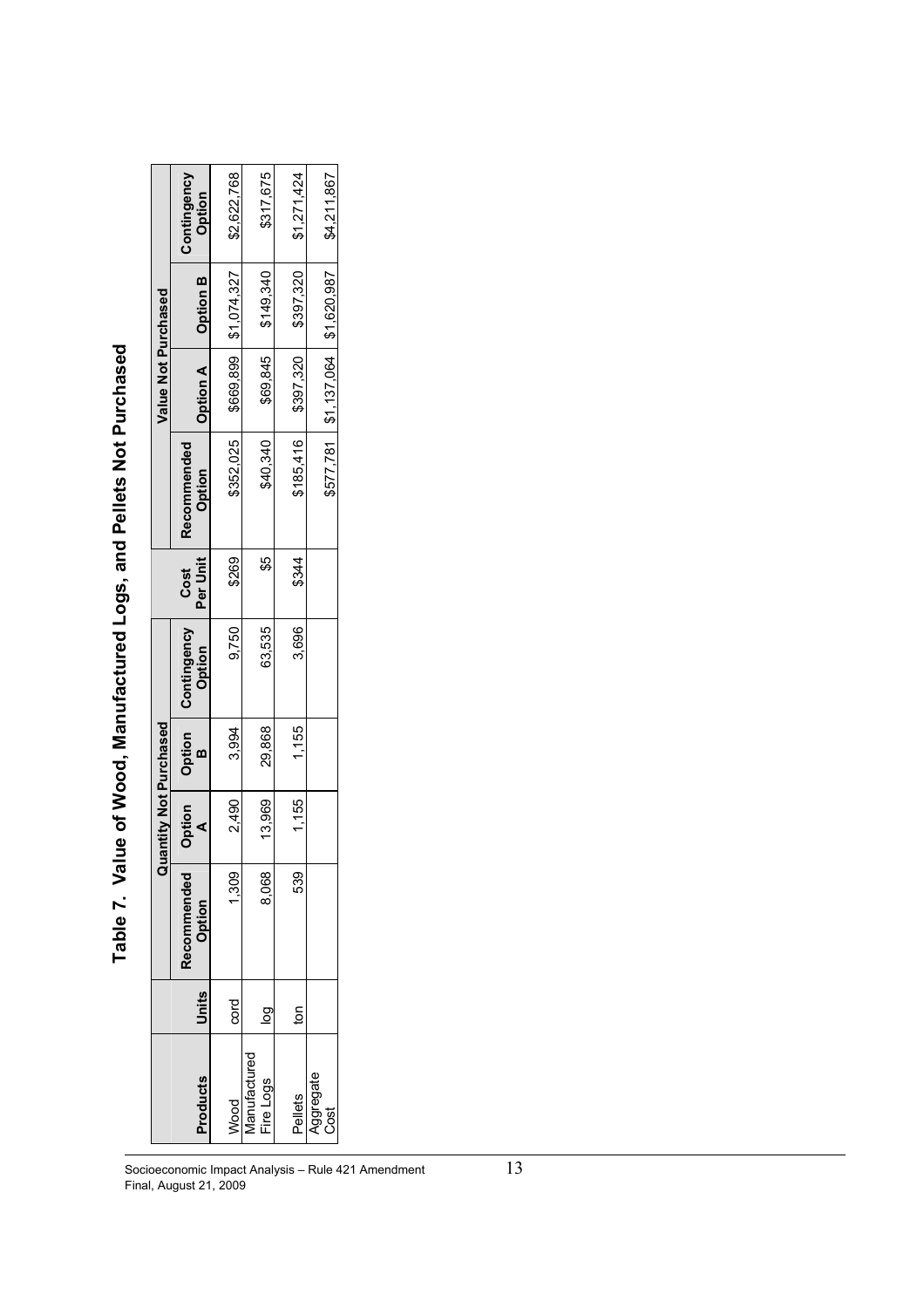# Table 7. Value of Wood, Manufactured Logs, and Pellets Not Purchased

| Products | Units | Quantity Not Purchased | | | | Cost Per Unit | Value Not Purchased | | | |
|---|---|---|---|---|---|---|---|---|---|---|
| | | Recommended Option | Option A | Option B | Contingency Option | | Recommended Option | Option A | Option B | Contingency Option |
| Wood | cord | 1,309 | 2,490 | 3,994 | 9,750 | $269 | $352,025 | $669,899 | $1,074,327 | $2,622,768 |
| Manufactured Fire Logs | log | 8,068 | 13,969 | 29,868 | 63,535 | $5 | $40,340 | $69,845 | $149,340 | $317,675 |
| Pellets | ton | 539 | 1,155 | 1,155 | 3,696 | $344 | $185,416 | $397,320 | $397,320 | $1,271,424 |
| Aggregate Cost | | | | | | | $577,781 | $1,137,064 | $1,620,987 | $4,211,867 |

Socioeconomic Impact Analysis – Rule 421 Amendment
Final, August 21, 2009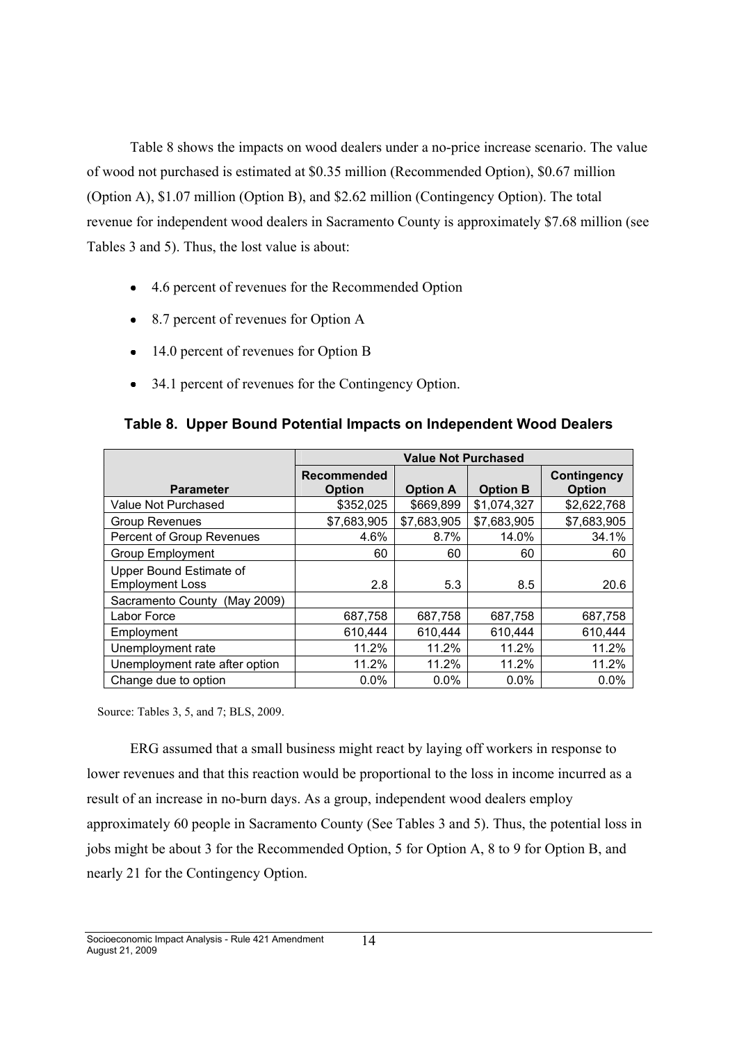Table 8 shows the impacts on wood dealers under a no-price increase scenario. The value of wood not purchased is estimated at $0.35 million (Recommended Option), $0.67 million (Option A), $1.07 million (Option B), and $2.62 million (Contingency Option). The total revenue for independent wood dealers in Sacramento County is approximately $7.68 million (see Tables 3 and 5). Thus, the lost value is about:

- 4.6 percent of revenues for the Recommended Option
- 8.7 percent of revenues for Option A
- 14.0 percent of revenues for Option B
- 34.1 percent of revenues for the Contingency Option.

**Table 8. Upper Bound Potential Impacts on Independent Wood Dealers**

| | Value Not Purchased | | | |
|---|---|---|---|---|
| **Parameter** | **Recommended Option** | **Option A** | **Option B** | **Contingency Option** |
| Value Not Purchased | $352,025 | $669,899 | $1,074,327 | $2,622,768 |
| Group Revenues | $7,683,905 | $7,683,905 | $7,683,905 | $7,683,905 |
| Percent of Group Revenues | 4.6% | 8.7% | 14.0% | 34.1% |
| Group Employment | 60 | 60 | 60 | 60 |
| Upper Bound Estimate of Employment Loss | 2.8 | 5.3 | 8.5 | 20.6 |
| Sacramento County (May 2009) | | | | |
| Labor Force | 687,758 | 687,758 | 687,758 | 687,758 |
| Employment | 610,444 | 610,444 | 610,444 | 610,444 |
| Unemployment rate | 11.2% | 11.2% | 11.2% | 11.2% |
| Unemployment rate after option | 11.2% | 11.2% | 11.2% | 11.2% |
| Change due to option | 0.0% | 0.0% | 0.0% | 0.0% |

Source: Tables 3, 5, and 7; BLS, 2009.

ERG assumed that a small business might react by laying off workers in response to lower revenues and that this reaction would be proportional to the loss in income incurred as a result of an increase in no-burn days. As a group, independent wood dealers employ approximately 60 people in Sacramento County (See Tables 3 and 5). Thus, the potential loss in jobs might be about 3 for the Recommended Option, 5 for Option A, 8 to 9 for Option B, and nearly 21 for the Contingency Option.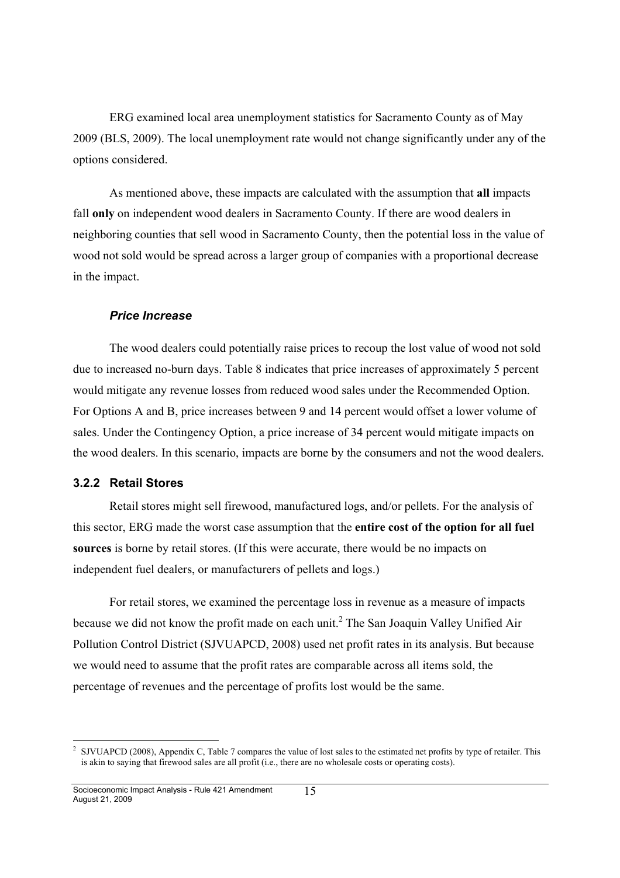ERG examined local area unemployment statistics for Sacramento County as of May 2009 (BLS, 2009). The local unemployment rate would not change significantly under any of the options considered.

As mentioned above, these impacts are calculated with the assumption that **all** impacts fall **only** on independent wood dealers in Sacramento County. If there are wood dealers in neighboring counties that sell wood in Sacramento County, then the potential loss in the value of wood not sold would be spread across a larger group of companies with a proportional decrease in the impact.

#### *Price Increase*

The wood dealers could potentially raise prices to recoup the lost value of wood not sold due to increased no-burn days. Table 8 indicates that price increases of approximately 5 percent would mitigate any revenue losses from reduced wood sales under the Recommended Option. For Options A and B, price increases between 9 and 14 percent would offset a lower volume of sales. Under the Contingency Option, a price increase of 34 percent would mitigate impacts on the wood dealers. In this scenario, impacts are borne by the consumers and not the wood dealers.

### 3.2.2 Retail Stores

Retail stores might sell firewood, manufactured logs, and/or pellets. For the analysis of this sector, ERG made the worst case assumption that the **entire cost of the option for all fuel sources** is borne by retail stores. (If this were accurate, there would be no impacts on independent fuel dealers, or manufacturers of pellets and logs.)

For retail stores, we examined the percentage loss in revenue as a measure of impacts because we did not know the profit made on each unit.[2] The San Joaquin Valley Unified Air Pollution Control District (SJVUAPCD, 2008) used net profit rates in its analysis. But because we would need to assume that the profit rates are comparable across all items sold, the percentage of revenues and the percentage of profits lost would be the same.

---

[2] SJVUAPCD (2008), Appendix C, Table 7 compares the value of lost sales to the estimated net profits by type of retailer. This is akin to saying that firewood sales are all profit (i.e., there are no wholesale costs or operating costs).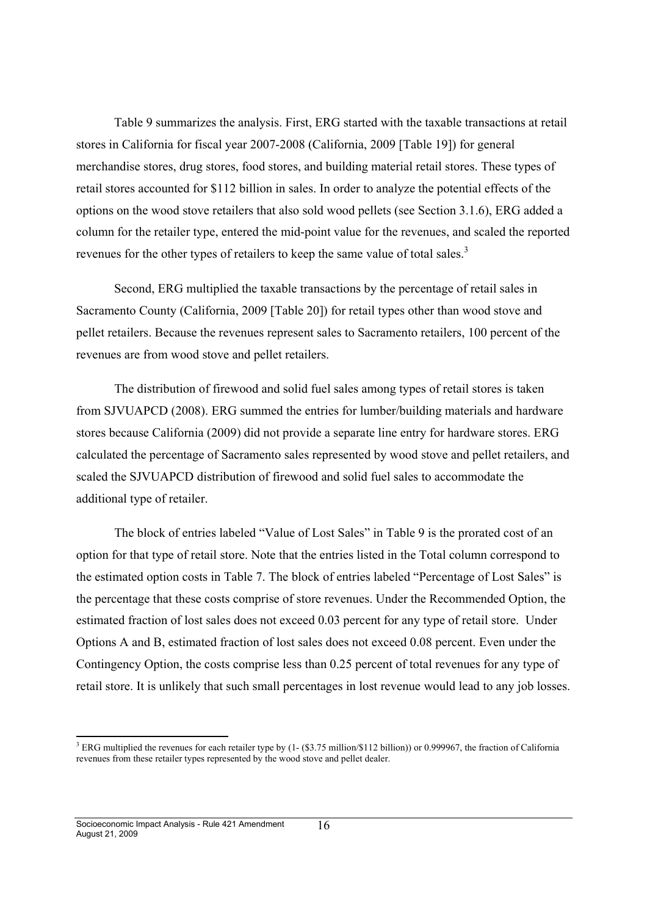Table 9 summarizes the analysis. First, ERG started with the taxable transactions at retail stores in California for fiscal year 2007-2008 (California, 2009 [Table 19]) for general merchandise stores, drug stores, food stores, and building material retail stores. These types of retail stores accounted for \$112 billion in sales. In order to analyze the potential effects of the options on the wood stove retailers that also sold wood pellets (see Section 3.1.6), ERG added a column for the retailer type, entered the mid-point value for the revenues, and scaled the reported revenues for the other types of retailers to keep the same value of total sales.[3]

Second, ERG multiplied the taxable transactions by the percentage of retail sales in Sacramento County (California, 2009 [Table 20]) for retail types other than wood stove and pellet retailers. Because the revenues represent sales to Sacramento retailers, 100 percent of the revenues are from wood stove and pellet retailers.

The distribution of firewood and solid fuel sales among types of retail stores is taken from SJVUAPCD (2008). ERG summed the entries for lumber/building materials and hardware stores because California (2009) did not provide a separate line entry for hardware stores. ERG calculated the percentage of Sacramento sales represented by wood stove and pellet retailers, and scaled the SJVUAPCD distribution of firewood and solid fuel sales to accommodate the additional type of retailer.

The block of entries labeled "Value of Lost Sales" in Table 9 is the prorated cost of an option for that type of retail store. Note that the entries listed in the Total column correspond to the estimated option costs in Table 7. The block of entries labeled "Percentage of Lost Sales" is the percentage that these costs comprise of store revenues. Under the Recommended Option, the estimated fraction of lost sales does not exceed 0.03 percent for any type of retail store. Under Options A and B, estimated fraction of lost sales does not exceed 0.08 percent. Even under the Contingency Option, the costs comprise less than 0.25 percent of total revenues for any type of retail store. It is unlikely that such small percentages in lost revenue would lead to any job losses.

---

[3] ERG multiplied the revenues for each retailer type by (1- (\$3.75 million/\$112 billion)) or 0.999967, the fraction of California revenues from these retailer types represented by the wood stove and pellet dealer.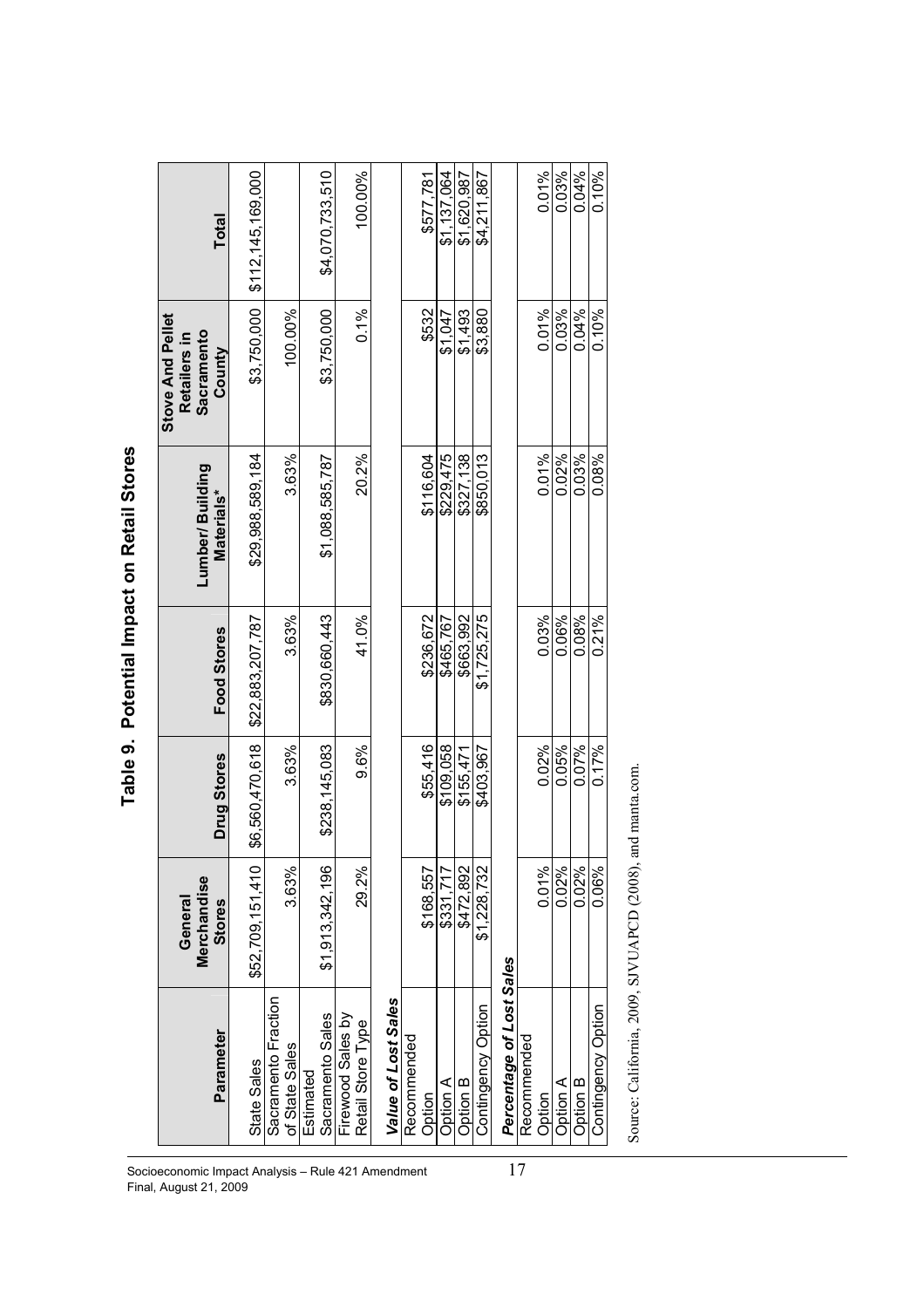# Table 9. Potential Impact on Retail Stores

| Parameter | General Merchandise Stores | Drug Stores | Food Stores | Lumber/ Building Materials* | Stove And Pellet Retailers in Sacramento County | Total |
|---|---|---|---|---|---|---|
| State Sales | $52,709,151,410 | $6,560,470,618 | $22,883,207,787 | $29,988,589,184 | $3,750,000 | $112,145,169,000 |
| Sacramento Fraction of State Sales | 3.63% | 3.63% | 3.63% | 3.63% | 100.00% | |
| Estimated Sacramento Sales | $1,913,342,196 | $238,145,083 | $830,660,443 | $1,088,585,787 | $3,750,000 | $4,070,733,510 |
| Firewood Sales by Retail Store Type | 29.2% | 9.6% | 41.0% | 20.2% | 0.1% | 100.00% |
| ***Value of Lost Sales*** | | | | | | |
| Recommended Option | $168,557 | $55,416 | $236,672 | $116,604 | $532 | $577,781 |
| Option A | $331,717 | $109,058 | $465,767 | $229,475 | $1,047 | $1,137,064 |
| Option B | $472,892 | $155,471 | $663,992 | $327,138 | $1,493 | $1,620,987 |
| Contingency Option | $1,228,732 | $403,967 | $1,725,275 | $850,013 | $3,880 | $4,211,867 |
| ***Percentage of Lost Sales*** | | | | | | |
| Recommended Option | 0.01% | 0.02% | 0.03% | 0.01% | 0.01% | 0.01% |
| Option A | 0.02% | 0.05% | 0.06% | 0.02% | 0.03% | 0.03% |
| Option B | 0.02% | 0.07% | 0.08% | 0.03% | 0.04% | 0.04% |
| Contingency Option | 0.06% | 0.17% | 0.21% | 0.08% | 0.10% | 0.10% |

Source: California, 2009, SJVUAPCD (2008), and manta.com.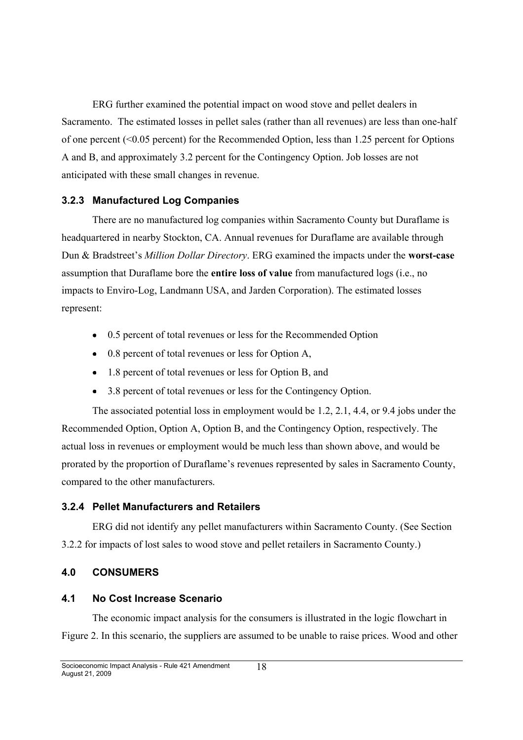ERG further examined the potential impact on wood stove and pellet dealers in Sacramento. The estimated losses in pellet sales (rather than all revenues) are less than one-half of one percent (<0.05 percent) for the Recommended Option, less than 1.25 percent for Options A and B, and approximately 3.2 percent for the Contingency Option. Job losses are not anticipated with these small changes in revenue.

### 3.2.3 Manufactured Log Companies

There are no manufactured log companies within Sacramento County but Duraflame is headquartered in nearby Stockton, CA. Annual revenues for Duraflame are available through Dun & Bradstreet's *Million Dollar Directory*. ERG examined the impacts under the **worst-case** assumption that Duraflame bore the **entire loss of value** from manufactured logs (i.e., no impacts to Enviro-Log, Landmann USA, and Jarden Corporation). The estimated losses represent:

- 0.5 percent of total revenues or less for the Recommended Option
- 0.8 percent of total revenues or less for Option A,
- 1.8 percent of total revenues or less for Option B, and
- 3.8 percent of total revenues or less for the Contingency Option.

The associated potential loss in employment would be 1.2, 2.1, 4.4, or 9.4 jobs under the Recommended Option, Option A, Option B, and the Contingency Option, respectively. The actual loss in revenues or employment would be much less than shown above, and would be prorated by the proportion of Duraflame's revenues represented by sales in Sacramento County, compared to the other manufacturers.

### 3.2.4 Pellet Manufacturers and Retailers

ERG did not identify any pellet manufacturers within Sacramento County. (See Section 3.2.2 for impacts of lost sales to wood stove and pellet retailers in Sacramento County.)

## 4.0 CONSUMERS

### 4.1 No Cost Increase Scenario

The economic impact analysis for the consumers is illustrated in the logic flowchart in Figure 2. In this scenario, the suppliers are assumed to be unable to raise prices. Wood and other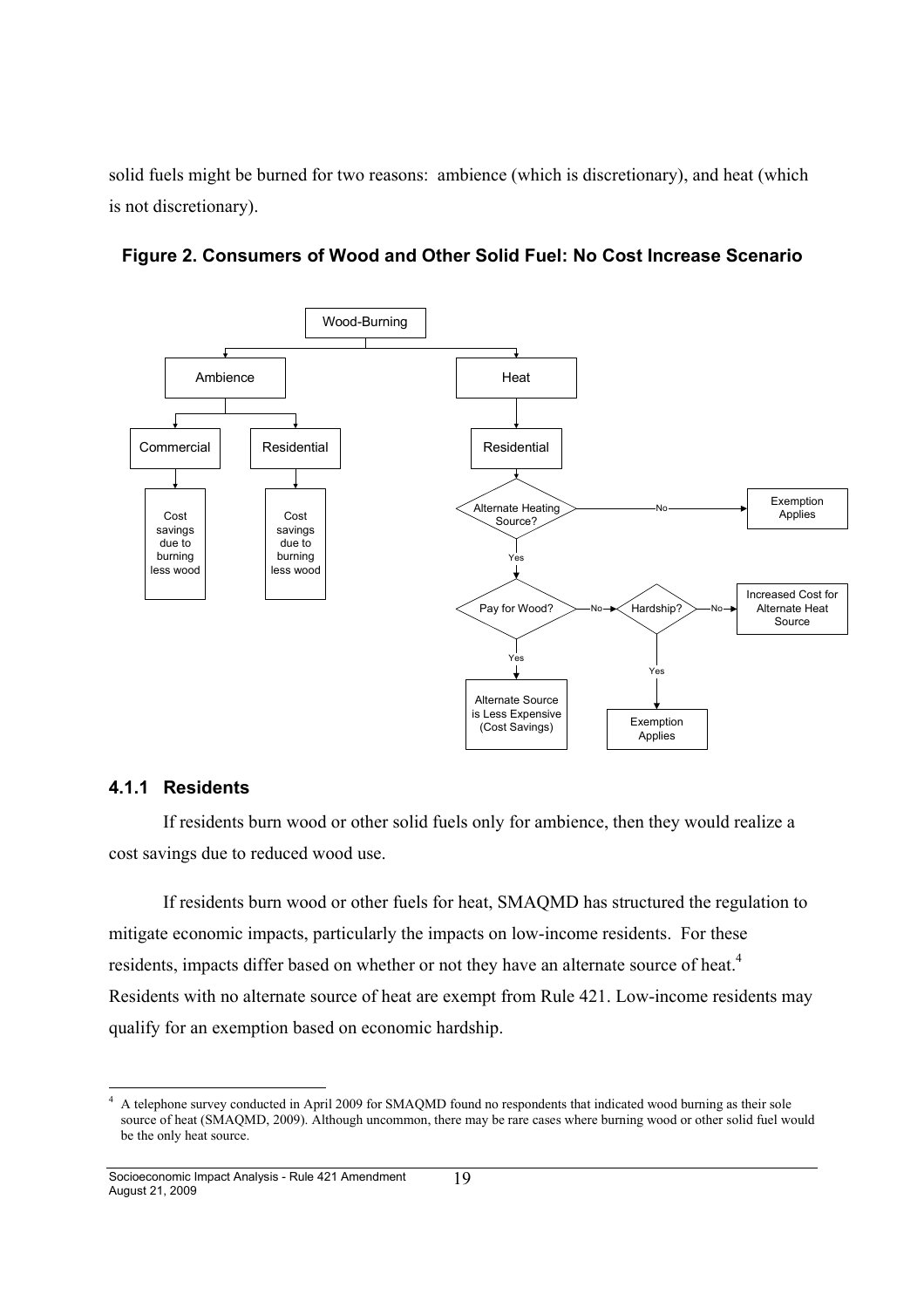solid fuels might be burned for two reasons: ambience (which is discretionary), and heat (which is not discretionary).

**Figure 2. Consumers of Wood and Other Solid Fuel: No Cost Increase Scenario**

### 4.1.1 Residents

If residents burn wood or other solid fuels only for ambience, then they would realize a cost savings due to reduced wood use.

If residents burn wood or other fuels for heat, SMAQMD has structured the regulation to mitigate economic impacts, particularly the impacts on low-income residents. For these residents, impacts differ based on whether or not they have an alternate source of heat.[4] Residents with no alternate source of heat are exempt from Rule 421. Low-income residents may qualify for an exemption based on economic hardship.

[4] A telephone survey conducted in April 2009 for SMAQMD found no respondents that indicated wood burning as their sole source of heat (SMAQMD, 2009). Although uncommon, there may be rare cases where burning wood or other solid fuel would be the only heat source.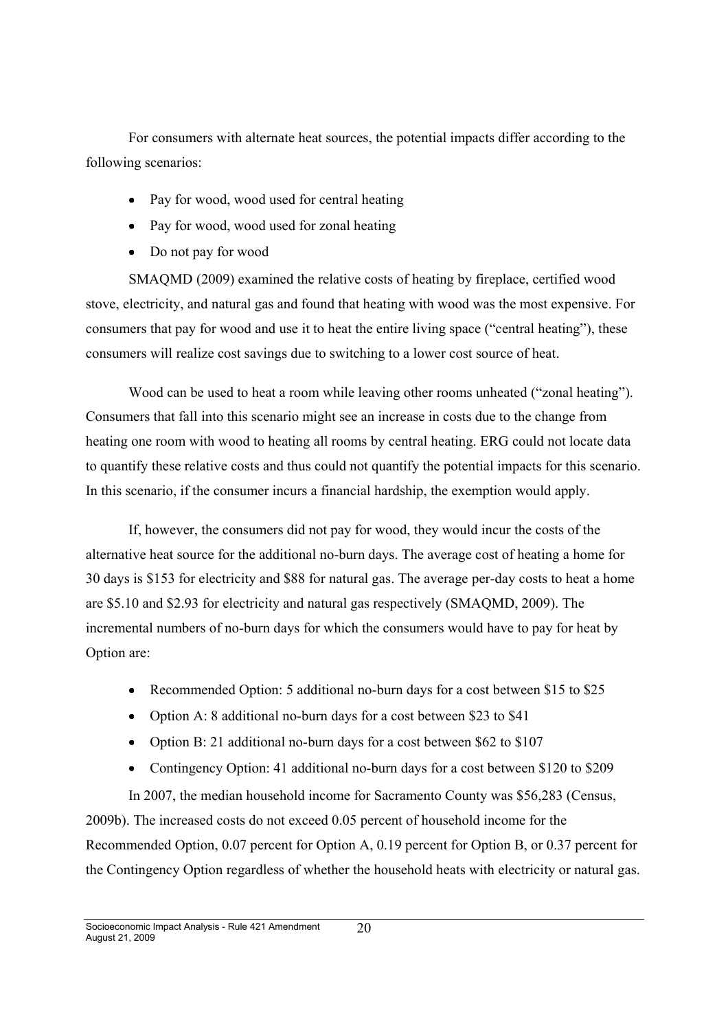For consumers with alternate heat sources, the potential impacts differ according to the following scenarios:

- Pay for wood, wood used for central heating
- Pay for wood, wood used for zonal heating
- Do not pay for wood

SMAQMD (2009) examined the relative costs of heating by fireplace, certified wood stove, electricity, and natural gas and found that heating with wood was the most expensive. For consumers that pay for wood and use it to heat the entire living space ("central heating"), these consumers will realize cost savings due to switching to a lower cost source of heat.

Wood can be used to heat a room while leaving other rooms unheated ("zonal heating"). Consumers that fall into this scenario might see an increase in costs due to the change from heating one room with wood to heating all rooms by central heating. ERG could not locate data to quantify these relative costs and thus could not quantify the potential impacts for this scenario. In this scenario, if the consumer incurs a financial hardship, the exemption would apply.

If, however, the consumers did not pay for wood, they would incur the costs of the alternative heat source for the additional no-burn days. The average cost of heating a home for 30 days is $153 for electricity and $88 for natural gas. The average per-day costs to heat a home are $5.10 and $2.93 for electricity and natural gas respectively (SMAQMD, 2009). The incremental numbers of no-burn days for which the consumers would have to pay for heat by Option are:

- Recommended Option: 5 additional no-burn days for a cost between $15 to $25
- Option A: 8 additional no-burn days for a cost between $23 to $41
- Option B: 21 additional no-burn days for a cost between $62 to $107
- Contingency Option: 41 additional no-burn days for a cost between $120 to $209

In 2007, the median household income for Sacramento County was $56,283 (Census, 2009b). The increased costs do not exceed 0.05 percent of household income for the Recommended Option, 0.07 percent for Option A, 0.19 percent for Option B, or 0.37 percent for the Contingency Option regardless of whether the household heats with electricity or natural gas.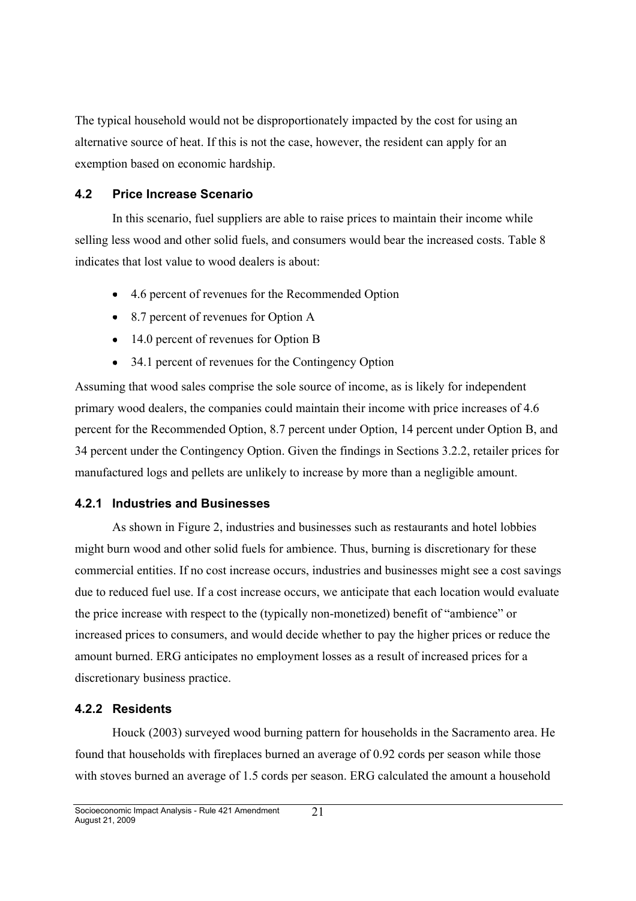The typical household would not be disproportionately impacted by the cost for using an alternative source of heat. If this is not the case, however, the resident can apply for an exemption based on economic hardship.

## 4.2 Price Increase Scenario

In this scenario, fuel suppliers are able to raise prices to maintain their income while selling less wood and other solid fuels, and consumers would bear the increased costs. Table 8 indicates that lost value to wood dealers is about:

- 4.6 percent of revenues for the Recommended Option
- 8.7 percent of revenues for Option A
- 14.0 percent of revenues for Option B
- 34.1 percent of revenues for the Contingency Option

Assuming that wood sales comprise the sole source of income, as is likely for independent primary wood dealers, the companies could maintain their income with price increases of 4.6 percent for the Recommended Option, 8.7 percent under Option, 14 percent under Option B, and 34 percent under the Contingency Option. Given the findings in Sections 3.2.2, retailer prices for manufactured logs and pellets are unlikely to increase by more than a negligible amount.

### 4.2.1 Industries and Businesses

As shown in Figure 2, industries and businesses such as restaurants and hotel lobbies might burn wood and other solid fuels for ambience. Thus, burning is discretionary for these commercial entities. If no cost increase occurs, industries and businesses might see a cost savings due to reduced fuel use. If a cost increase occurs, we anticipate that each location would evaluate the price increase with respect to the (typically non-monetized) benefit of "ambience" or increased prices to consumers, and would decide whether to pay the higher prices or reduce the amount burned. ERG anticipates no employment losses as a result of increased prices for a discretionary business practice.

### 4.2.2 Residents

Houck (2003) surveyed wood burning pattern for households in the Sacramento area. He found that households with fireplaces burned an average of 0.92 cords per season while those with stoves burned an average of 1.5 cords per season. ERG calculated the amount a household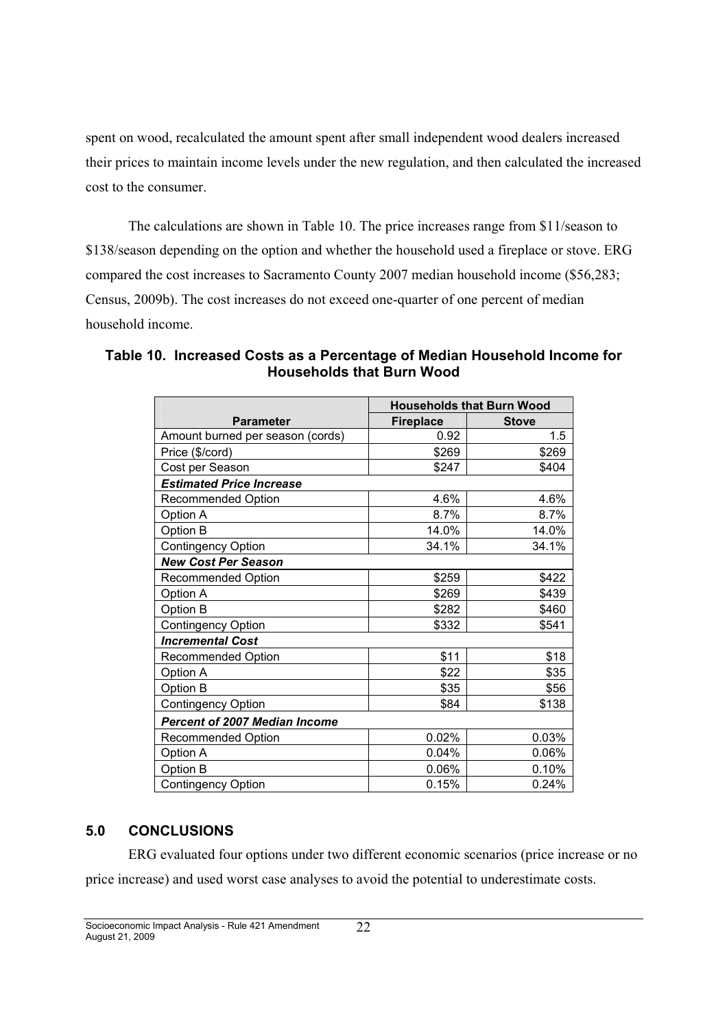spent on wood, recalculated the amount spent after small independent wood dealers increased their prices to maintain income levels under the new regulation, and then calculated the increased cost to the consumer.

The calculations are shown in Table 10. The price increases range from $11/season to $138/season depending on the option and whether the household used a fireplace or stove. ERG compared the cost increases to Sacramento County 2007 median household income ($56,283; Census, 2009b). The cost increases do not exceed one-quarter of one percent of median household income.

**Table 10. Increased Costs as a Percentage of Median Household Income for Households that Burn Wood**

| Parameter | Households that Burn Wood | |
|---|---|---|
| | **Fireplace** | **Stove** |
| Amount burned per season (cords) | 0.92 | 1.5 |
| Price ($/cord) | $269 | $269 |
| Cost per Season | $247 | $404 |
| ***Estimated Price Increase*** | | |
| Recommended Option | 4.6% | 4.6% |
| Option A | 8.7% | 8.7% |
| Option B | 14.0% | 14.0% |
| Contingency Option | 34.1% | 34.1% |
| ***New Cost Per Season*** | | |
| Recommended Option | $259 | $422 |
| Option A | $269 | $439 |
| Option B | $282 | $460 |
| Contingency Option | $332 | $541 |
| ***Incremental Cost*** | | |
| Recommended Option | $11 | $18 |
| Option A | $22 | $35 |
| Option B | $35 | $56 |
| Contingency Option | $84 | $138 |
| ***Percent of 2007 Median Income*** | | |
| Recommended Option | 0.02% | 0.03% |
| Option A | 0.04% | 0.06% |
| Option B | 0.06% | 0.10% |
| Contingency Option | 0.15% | 0.24% |

## 5.0 CONCLUSIONS

ERG evaluated four options under two different economic scenarios (price increase or no price increase) and used worst case analyses to avoid the potential to underestimate costs.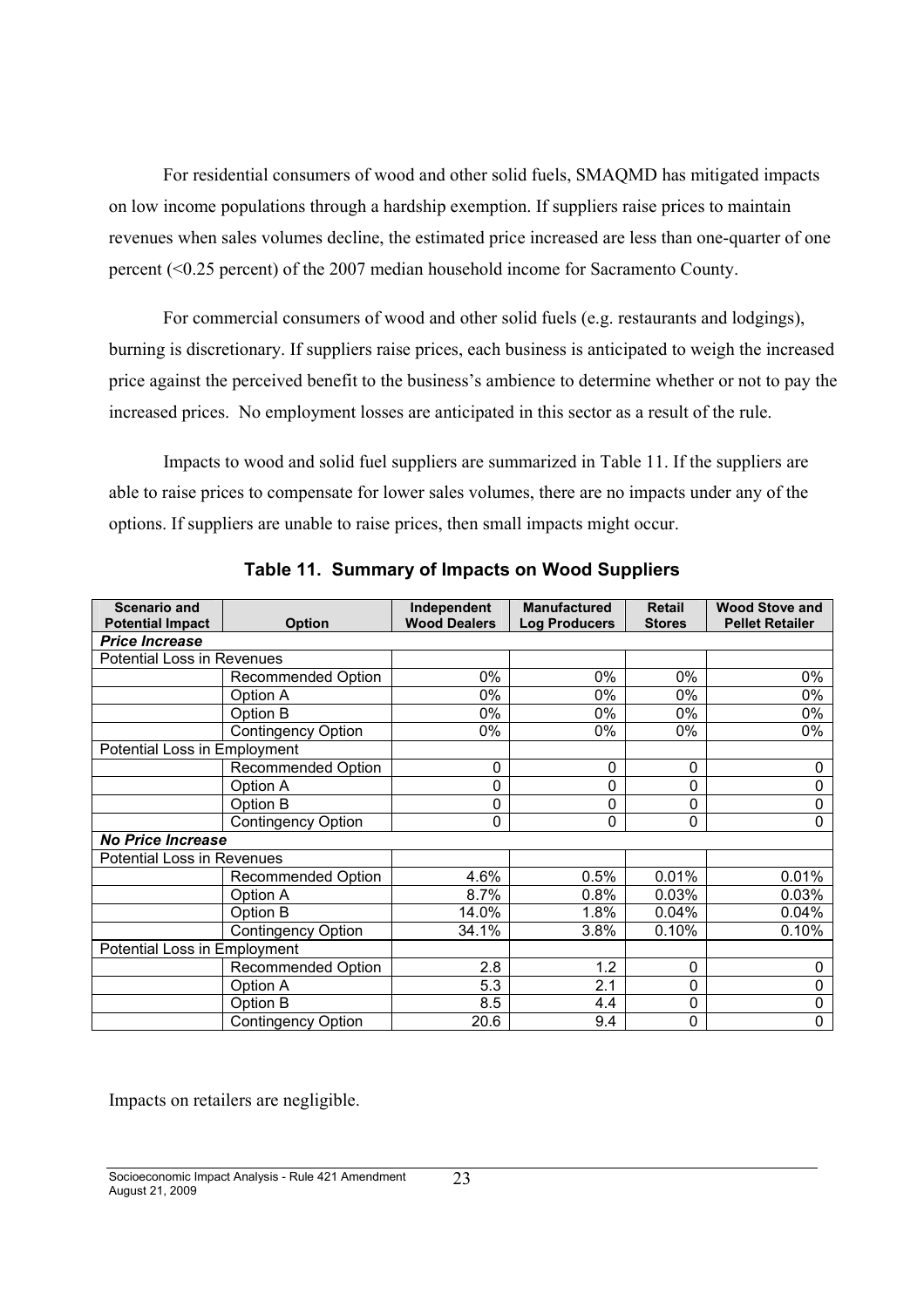For residential consumers of wood and other solid fuels, SMAQMD has mitigated impacts on low income populations through a hardship exemption. If suppliers raise prices to maintain revenues when sales volumes decline, the estimated price increased are less than one-quarter of one percent (<0.25 percent) of the 2007 median household income for Sacramento County.

For commercial consumers of wood and other solid fuels (e.g. restaurants and lodgings), burning is discretionary. If suppliers raise prices, each business is anticipated to weigh the increased price against the perceived benefit to the business's ambience to determine whether or not to pay the increased prices. No employment losses are anticipated in this sector as a result of the rule.

Impacts to wood and solid fuel suppliers are summarized in Table 11. If the suppliers are able to raise prices to compensate for lower sales volumes, there are no impacts under any of the options. If suppliers are unable to raise prices, then small impacts might occur.

**Table 11. Summary of Impacts on Wood Suppliers**

| Scenario and Potential Impact | Option | Independent Wood Dealers | Manufactured Log Producers | Retail Stores | Wood Stove and Pellet Retailer |
|---|---|---|---|---|---|
| ***Price Increase*** | | | | | |
| Potential Loss in Revenues | | | | | |
| | Recommended Option | 0% | 0% | 0% | 0% |
| | Option A | 0% | 0% | 0% | 0% |
| | Option B | 0% | 0% | 0% | 0% |
| | Contingency Option | 0% | 0% | 0% | 0% |
| Potential Loss in Employment | | | | | |
| | Recommended Option | 0 | 0 | 0 | 0 |
| | Option A | 0 | 0 | 0 | 0 |
| | Option B | 0 | 0 | 0 | 0 |
| | Contingency Option | 0 | 0 | 0 | 0 |
| ***No Price Increase*** | | | | | |
| Potential Loss in Revenues | | | | | |
| | Recommended Option | 4.6% | 0.5% | 0.01% | 0.01% |
| | Option A | 8.7% | 0.8% | 0.03% | 0.03% |
| | Option B | 14.0% | 1.8% | 0.04% | 0.04% |
| | Contingency Option | 34.1% | 3.8% | 0.10% | 0.10% |
| Potential Loss in Employment | | | | | |
| | Recommended Option | 2.8 | 1.2 | 0 | 0 |
| | Option A | 5.3 | 2.1 | 0 | 0 |
| | Option B | 8.5 | 4.4 | 0 | 0 |
| | Contingency Option | 20.6 | 9.4 | 0 | 0 |

Impacts on retailers are negligible.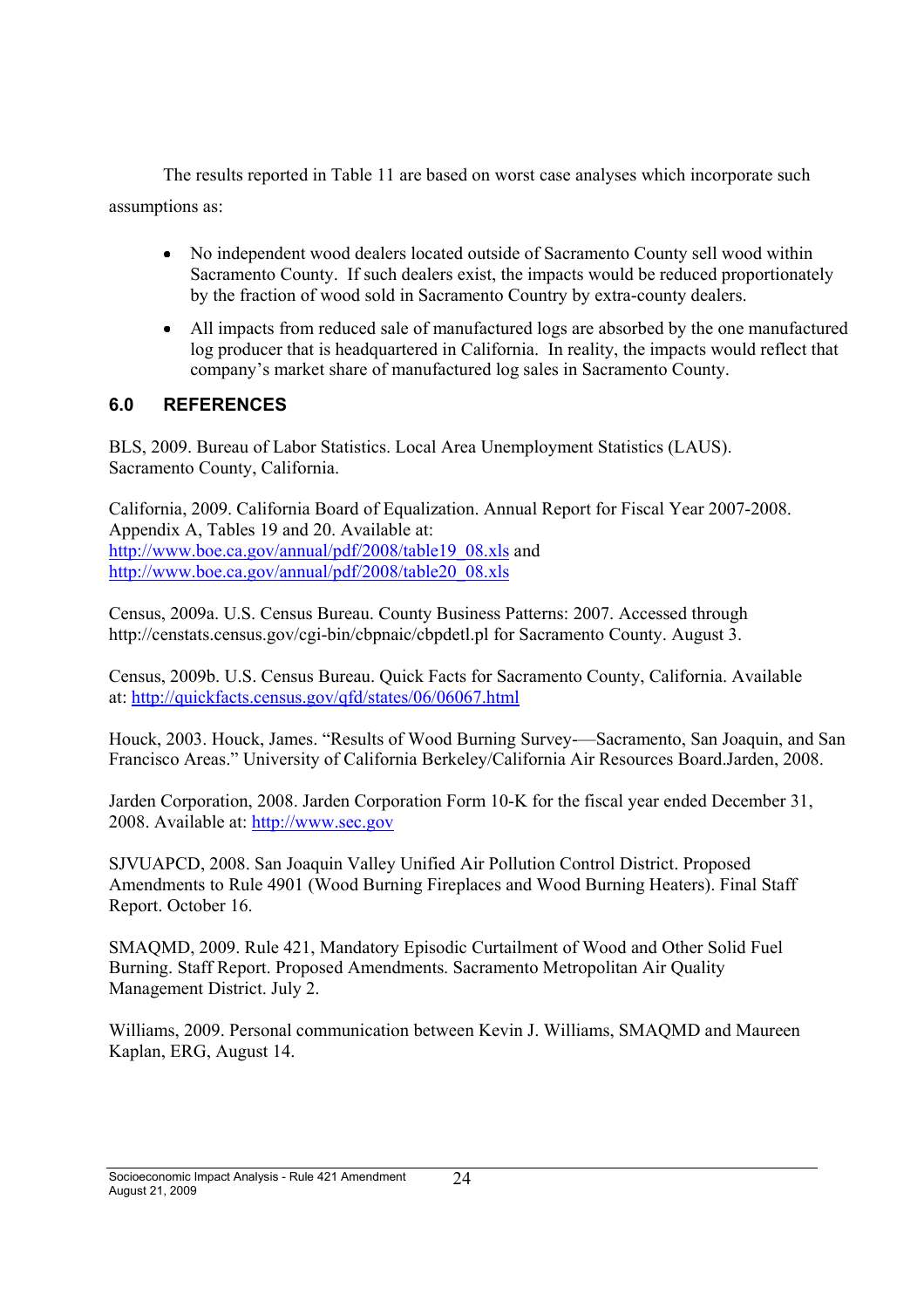The results reported in Table 11 are based on worst case analyses which incorporate such assumptions as:

- No independent wood dealers located outside of Sacramento County sell wood within Sacramento County. If such dealers exist, the impacts would be reduced proportionately by the fraction of wood sold in Sacramento Country by extra-county dealers.
- All impacts from reduced sale of manufactured logs are absorbed by the one manufactured log producer that is headquartered in California. In reality, the impacts would reflect that company's market share of manufactured log sales in Sacramento County.

## 6.0 REFERENCES

BLS, 2009. Bureau of Labor Statistics. Local Area Unemployment Statistics (LAUS). Sacramento County, California.

California, 2009. California Board of Equalization. Annual Report for Fiscal Year 2007-2008. Appendix A, Tables 19 and 20. Available at: http://www.boe.ca.gov/annual/pdf/2008/table19_08.xls and http://www.boe.ca.gov/annual/pdf/2008/table20_08.xls

Census, 2009a. U.S. Census Bureau. County Business Patterns: 2007. Accessed through http://censtats.census.gov/cgi-bin/cbpnaic/cbpdetl.pl for Sacramento County. August 3.

Census, 2009b. U.S. Census Bureau. Quick Facts for Sacramento County, California. Available at: http://quickfacts.census.gov/qfd/states/06/06067.html

Houck, 2003. Houck, James. "Results of Wood Burning Survey-—Sacramento, San Joaquin, and San Francisco Areas." University of California Berkeley/California Air Resources Board.Jarden, 2008.

Jarden Corporation, 2008. Jarden Corporation Form 10-K for the fiscal year ended December 31, 2008. Available at: http://www.sec.gov

SJVUAPCD, 2008. San Joaquin Valley Unified Air Pollution Control District. Proposed Amendments to Rule 4901 (Wood Burning Fireplaces and Wood Burning Heaters). Final Staff Report. October 16.

SMAQMD, 2009. Rule 421, Mandatory Episodic Curtailment of Wood and Other Solid Fuel Burning. Staff Report. Proposed Amendments. Sacramento Metropolitan Air Quality Management District. July 2.

Williams, 2009. Personal communication between Kevin J. Williams, SMAQMD and Maureen Kaplan, ERG, August 14.